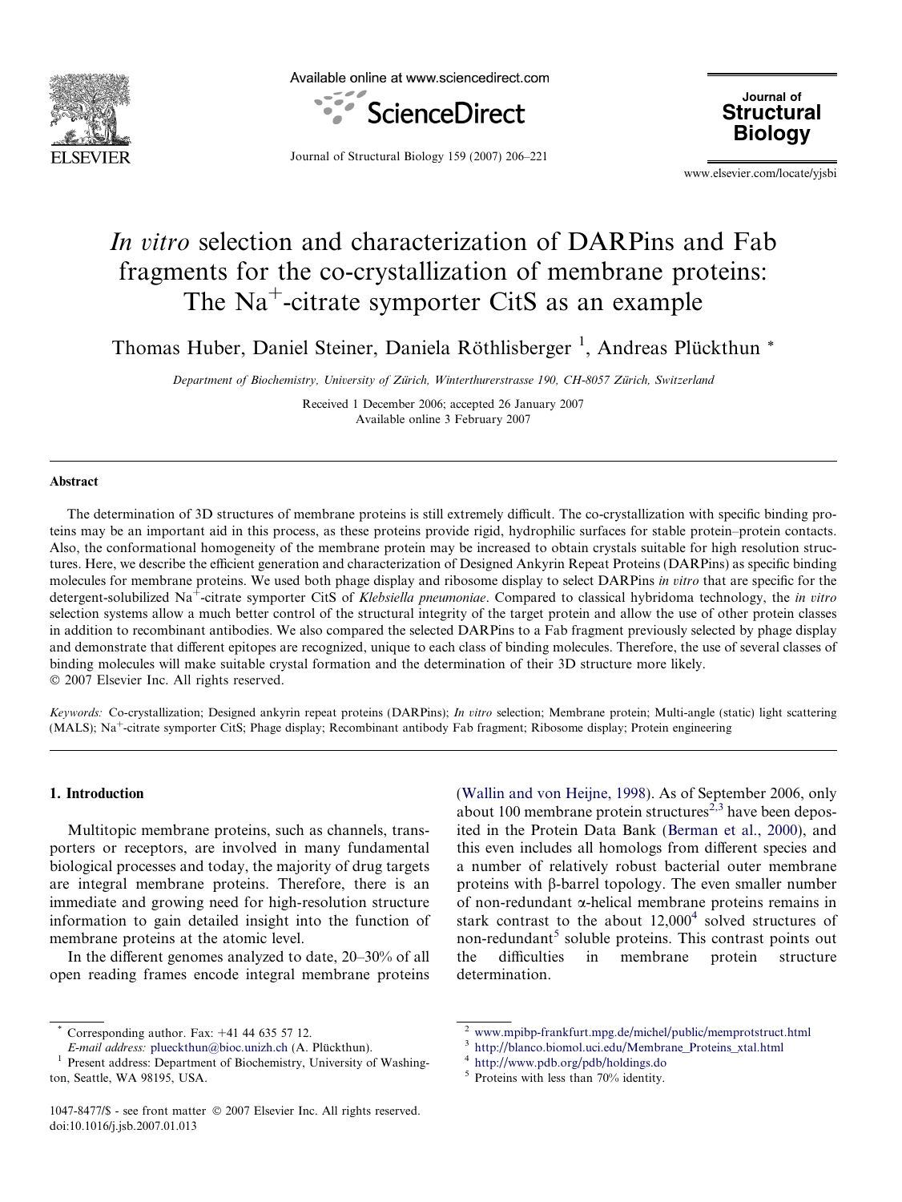# *In vitro* selection and characterization of DARPins and Fab fragments for the co-crystallization of membrane proteins: The $Na^+$-citrate symporter CitS as an example

Thomas Huber, Daniel Steiner, Daniela Röthlisberger [1], Andreas Plückthun *

*Department of Biochemistry, University of Zürich, Winterthurerstrasse 190, CH-8057 Zürich, Switzerland*

Received 1 December 2006; accepted 26 January 2007
Available online 3 February 2007

## Abstract

The determination of 3D structures of membrane proteins is still extremely difficult. The co-crystallization with specific binding proteins may be an important aid in this process, as these proteins provide rigid, hydrophilic surfaces for stable protein–protein contacts. Also, the conformational homogeneity of the membrane protein may be increased to obtain crystals suitable for high resolution structures. Here, we describe the efficient generation and characterization of Designed Ankyrin Repeat Proteins (DARPins) as specific binding molecules for membrane proteins. We used both phage display and ribosome display to select DARPins *in vitro* that are specific for the detergent-solubilized $Na^+$-citrate symporter CitS of *Klebsiella pneumoniae*. Compared to classical hybridoma technology, the *in vitro* selection systems allow a much better control of the structural integrity of the target protein and allow the use of other protein classes in addition to recombinant antibodies. We also compared the selected DARPins to a Fab fragment previously selected by phage display and demonstrate that different epitopes are recognized, unique to each class of binding molecules. Therefore, the use of several classes of binding molecules will make suitable crystal formation and the determination of their 3D structure more likely.
© 2007 Elsevier Inc. All rights reserved.

*Keywords:* Co-crystallization; Designed ankyrin repeat proteins (DARPins); *In vitro* selection; Membrane protein; Multi-angle (static) light scattering (MALS); $Na^+$-citrate symporter CitS; Phage display; Recombinant antibody Fab fragment; Ribosome display; Protein engineering

## 1. Introduction

Multitopic membrane proteins, such as channels, transporters or receptors, are involved in many fundamental biological processes and today, the majority of drug targets are integral membrane proteins. Therefore, there is an immediate and growing need for high-resolution structure information to gain detailed insight into the function of membrane proteins at the atomic level.

In the different genomes analyzed to date, 20–30% of all open reading frames encode integral membrane proteins (Wallin and von Heijne, 1998). As of September 2006, only about 100 membrane protein structures[2,3] have been deposited in the Protein Data Bank (Berman et al., 2000), and this even includes all homologs from different species and a number of relatively robust bacterial outer membrane proteins with β-barrel topology. The even smaller number of non-redundant α-helical membrane proteins remains in stark contrast to the about 12,000[4] solved structures of non-redundant[5] soluble proteins. This contrast points out the difficulties in membrane protein structure determination.

---

\* Corresponding author. Fax: +41 44 635 57 12.
*E-mail address:* plueckthun@bioc.unizh.ch (A. Plückthun).
[1] Present address: Department of Biochemistry, University of Washington, Seattle, WA 98195, USA.

[2] www.mpibp-frankfurt.mpg.de/michel/public/memprotstruct.html
[3] http://blanco.biomol.uci.edu/Membrane_Proteins_xtal.html
[4] http://www.pdb.org/pdb/holdings.do
[5] Proteins with less than 70% identity.

1047-8477/$ - see front matter © 2007 Elsevier Inc. All rights reserved.
doi:10.1016/j.jsb.2007.01.013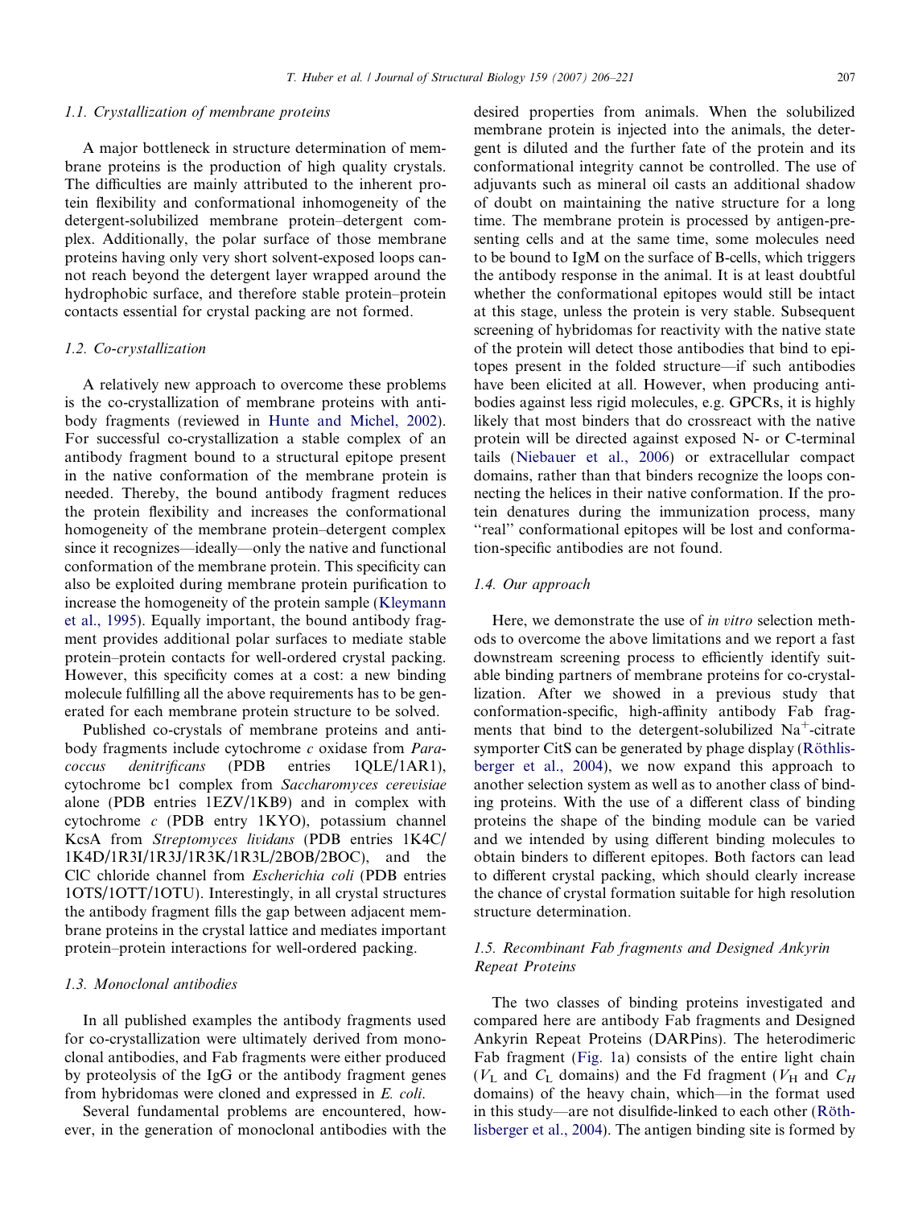### 1.1. Crystallization of membrane proteins

A major bottleneck in structure determination of membrane proteins is the production of high quality crystals. The difficulties are mainly attributed to the inherent protein flexibility and conformational inhomogeneity of the detergent-solubilized membrane protein–detergent complex. Additionally, the polar surface of those membrane proteins having only very short solvent-exposed loops cannot reach beyond the detergent layer wrapped around the hydrophobic surface, and therefore stable protein–protein contacts essential for crystal packing are not formed.

### 1.2. Co-crystallization

A relatively new approach to overcome these problems is the co-crystallization of membrane proteins with antibody fragments (reviewed in Hunte and Michel, 2002). For successful co-crystallization a stable complex of an antibody fragment bound to a structural epitope present in the native conformation of the membrane protein is needed. Thereby, the bound antibody fragment reduces the protein flexibility and increases the conformational homogeneity of the membrane protein–detergent complex since it recognizes—ideally—only the native and functional conformation of the membrane protein. This specificity can also be exploited during membrane protein purification to increase the homogeneity of the protein sample (Kleymann et al., 1995). Equally important, the bound antibody fragment provides additional polar surfaces to mediate stable protein–protein contacts for well-ordered crystal packing. However, this specificity comes at a cost: a new binding molecule fulfilling all the above requirements has to be generated for each membrane protein structure to be solved.

Published co-crystals of membrane proteins and antibody fragments include cytochrome *c* oxidase from *Paracoccus denitrificans* (PDB entries 1QLE/1AR1), cytochrome bc1 complex from *Saccharomyces cerevisiae* alone (PDB entries 1EZV/1KB9) and in complex with cytochrome *c* (PDB entry 1KYO), potassium channel KcsA from *Streptomyces lividans* (PDB entries 1K4C/1K4D/1R3I/1R3J/1R3K/1R3L/2BOB/2BOC), and the ClC chloride channel from *Escherichia coli* (PDB entries 1OTS/1OTT/1OTU). Interestingly, in all crystal structures the antibody fragment fills the gap between adjacent membrane proteins in the crystal lattice and mediates important protein–protein interactions for well-ordered packing.

### 1.3. Monoclonal antibodies

In all published examples the antibody fragments used for co-crystallization were ultimately derived from monoclonal antibodies, and Fab fragments were either produced by proteolysis of the IgG or the antibody fragment genes from hybridomas were cloned and expressed in *E. coli*.

Several fundamental problems are encountered, however, in the generation of monoclonal antibodies with the desired properties from animals. When the solubilized membrane protein is injected into the animals, the detergent is diluted and the further fate of the protein and its conformational integrity cannot be controlled. The use of adjuvants such as mineral oil casts an additional shadow of doubt on maintaining the native structure for a long time. The membrane protein is processed by antigen-presenting cells and at the same time, some molecules need to be bound to IgM on the surface of B-cells, which triggers the antibody response in the animal. It is at least doubtful whether the conformational epitopes would still be intact at this stage, unless the protein is very stable. Subsequent screening of hybridomas for reactivity with the native state of the protein will detect those antibodies that bind to epitopes present in the folded structure—if such antibodies have been elicited at all. However, when producing antibodies against less rigid molecules, e.g. GPCRs, it is highly likely that most binders that do crossreact with the native protein will be directed against exposed N- or C-terminal tails (Niebauer et al., 2006) or extracellular compact domains, rather than that binders recognize the loops connecting the helices in their native conformation. If the protein denatures during the immunization process, many "real" conformational epitopes will be lost and conformation-specific antibodies are not found.

### 1.4. Our approach

Here, we demonstrate the use of *in vitro* selection methods to overcome the above limitations and we report a fast downstream screening process to efficiently identify suitable binding partners of membrane proteins for co-crystallization. After we showed in a previous study that conformation-specific, high-affinity antibody Fab fragments that bind to the detergent-solubilized $Na^+$-citrate symporter CitS can be generated by phage display (Röthlisberger et al., 2004), we now expand this approach to another selection system as well as to another class of binding proteins. With the use of a different class of binding proteins the shape of the binding module can be varied and we intended by using different binding molecules to obtain binders to different epitopes. Both factors can lead to different crystal packing, which should clearly increase the chance of crystal formation suitable for high resolution structure determination.

### 1.5. Recombinant Fab fragments and Designed Ankyrin Repeat Proteins

The two classes of binding proteins investigated and compared here are antibody Fab fragments and Designed Ankyrin Repeat Proteins (DARPins). The heterodimeric Fab fragment (Fig. 1a) consists of the entire light chain ($V_L$ and $C_L$ domains) and the Fd fragment ($V_H$ and $C_H$ domains) of the heavy chain, which—in the format used in this study—are not disulfide-linked to each other (Röthlisberger et al., 2004). The antigen binding site is formed by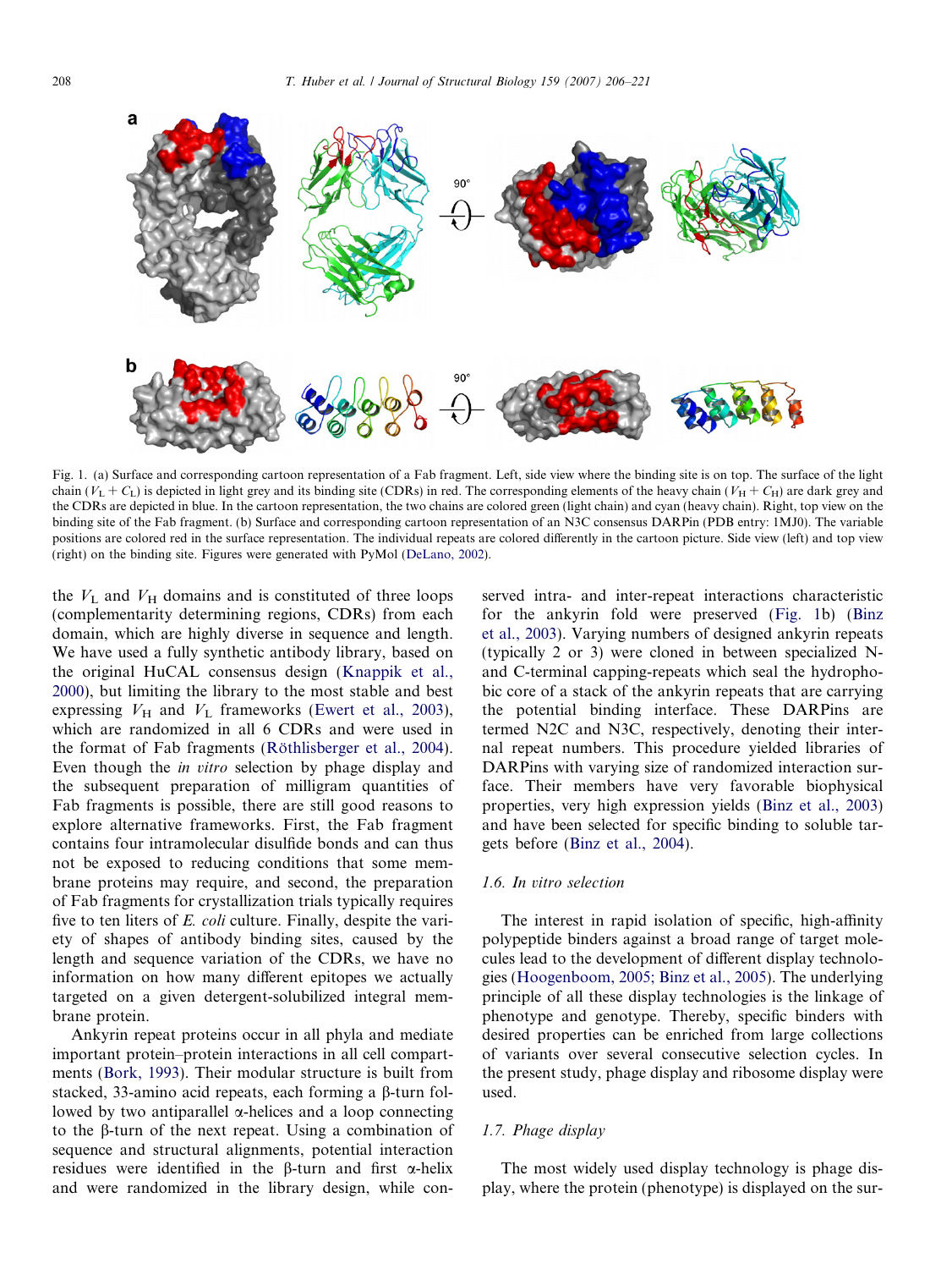Fig. 1. (a) Surface and corresponding cartoon representation of a Fab fragment. Left, side view where the binding site is on top. The surface of the light chain ($V_L + C_L$) is depicted in light grey and its binding site (CDRs) in red. The corresponding elements of the heavy chain ($V_H + C_H$) are dark grey and the CDRs are depicted in blue. In the cartoon representation, the two chains are colored green (light chain) and cyan (heavy chain). Right, top view on the binding site of the Fab fragment. (b) Surface and corresponding cartoon representation of an N3C consensus DARPin (PDB entry: 1MJ0). The variable positions are colored red in the surface representation. The individual repeats are colored differently in the cartoon picture. Side view (left) and top view (right) on the binding site. Figures were generated with PyMol (DeLano, 2002).

the $V_L$ and $V_H$ domains and is constituted of three loops (complementarity determining regions, CDRs) from each domain, which are highly diverse in sequence and length. We have used a fully synthetic antibody library, based on the original HuCAL consensus design (Knappik et al., 2000), but limiting the library to the most stable and best expressing $V_H$ and $V_L$ frameworks (Ewert et al., 2003), which are randomized in all 6 CDRs and were used in the format of Fab fragments (Röthlisberger et al., 2004). Even though the *in vitro* selection by phage display and the subsequent preparation of milligram quantities of Fab fragments is possible, there are still good reasons to explore alternative frameworks. First, the Fab fragment contains four intramolecular disulfide bonds and can thus not be exposed to reducing conditions that some membrane proteins may require, and second, the preparation of Fab fragments for crystallization trials typically requires five to ten liters of *E. coli* culture. Finally, despite the variety of shapes of antibody binding sites, caused by the length and sequence variation of the CDRs, we have no information on how many different epitopes we actually targeted on a given detergent-solubilized integral membrane protein.

Ankyrin repeat proteins occur in all phyla and mediate important protein–protein interactions in all cell compartments (Bork, 1993). Their modular structure is built from stacked, 33-amino acid repeats, each forming a β-turn followed by two antiparallel α-helices and a loop connecting to the β-turn of the next repeat. Using a combination of sequence and structural alignments, potential interaction residues were identified in the β-turn and first α-helix and were randomized in the library design, while conserved intra- and inter-repeat interactions characteristic for the ankyrin fold were preserved (Fig. 1b) (Binz et al., 2003). Varying numbers of designed ankyrin repeats (typically 2 or 3) were cloned in between specialized N- and C-terminal capping-repeats which seal the hydrophobic core of a stack of the ankyrin repeats that are carrying the potential binding interface. These DARPins are termed N2C and N3C, respectively, denoting their internal repeat numbers. This procedure yielded libraries of DARPins with varying size of randomized interaction surface. Their members have very favorable biophysical properties, very high expression yields (Binz et al., 2003) and have been selected for specific binding to soluble targets before (Binz et al., 2004).

### 1.6. In vitro selection

The interest in rapid isolation of specific, high-affinity polypeptide binders against a broad range of target molecules lead to the development of different display technologies (Hoogenboom, 2005; Binz et al., 2005). The underlying principle of all these display technologies is the linkage of phenotype and genotype. Thereby, specific binders with desired properties can be enriched from large collections of variants over several consecutive selection cycles. In the present study, phage display and ribosome display were used.

### 1.7. Phage display

The most widely used display technology is phage display, where the protein (phenotype) is displayed on the sur-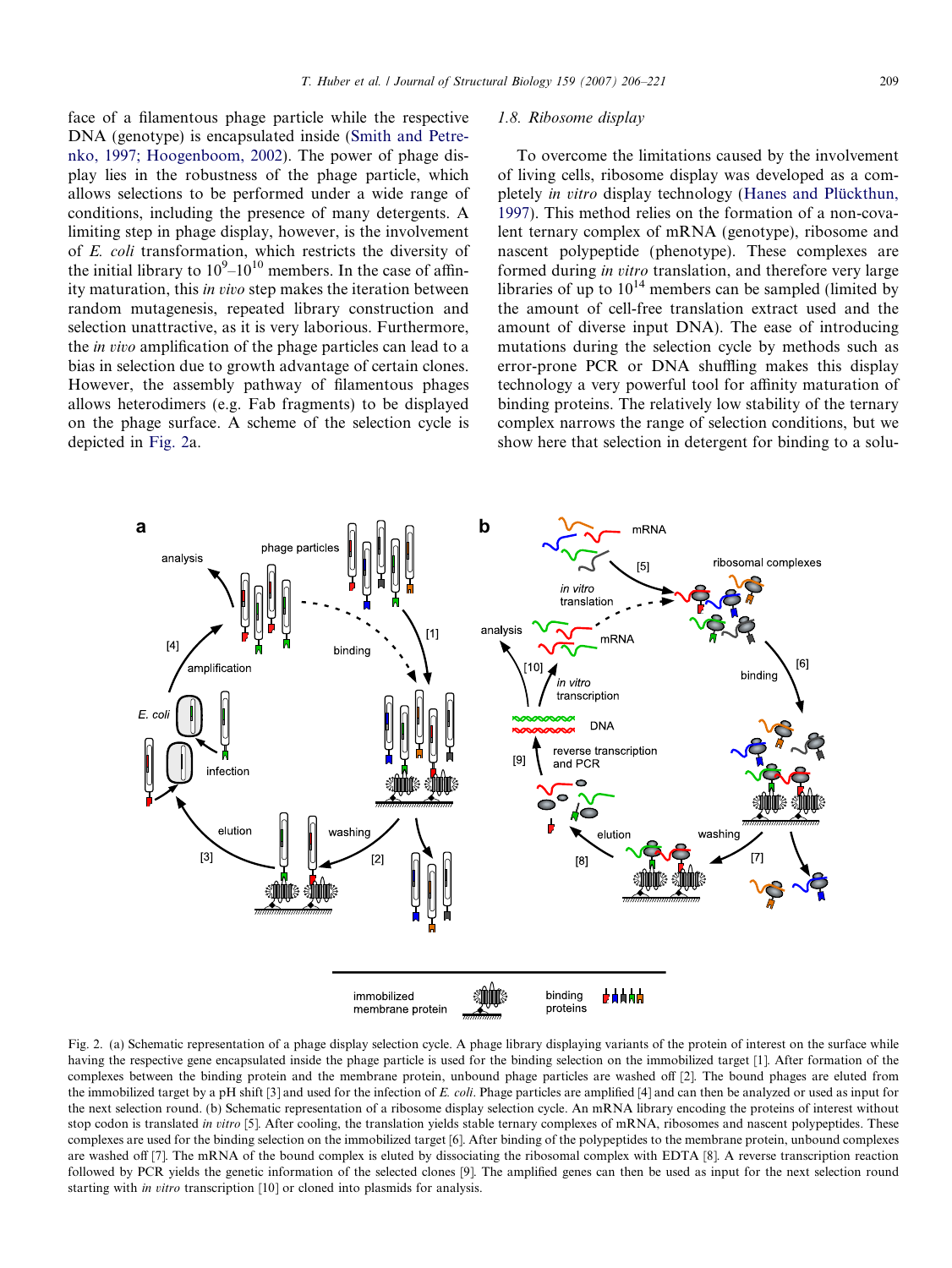face of a filamentous phage particle while the respective DNA (genotype) is encapsulated inside (Smith and Petrenko, 1997; Hoogenboom, 2002). The power of phage display lies in the robustness of the phage particle, which allows selections to be performed under a wide range of conditions, including the presence of many detergents. A limiting step in phage display, however, is the involvement of *E. coli* transformation, which restricts the diversity of the initial library to $10^9$–$10^{10}$ members. In the case of affinity maturation, this *in vivo* step makes the iteration between random mutagenesis, repeated library construction and selection unattractive, as it is very laborious. Furthermore, the *in vivo* amplification of the phage particles can lead to a bias in selection due to growth advantage of certain clones. However, the assembly pathway of filamentous phages allows heterodimers (e.g. Fab fragments) to be displayed on the phage surface. A scheme of the selection cycle is depicted in Fig. 2a.

### 1.8. Ribosome display

To overcome the limitations caused by the involvement of living cells, ribosome display was developed as a completely *in vitro* display technology (Hanes and Plückthun, 1997). This method relies on the formation of a non-covalent ternary complex of mRNA (genotype), ribosome and nascent polypeptide (phenotype). These complexes are formed during *in vitro* translation, and therefore very large libraries of up to $10^{14}$ members can be sampled (limited by the amount of cell-free translation extract used and the amount of diverse input DNA). The ease of introducing mutations during the selection cycle by methods such as error-prone PCR or DNA shuffling makes this display technology a very powerful tool for affinity maturation of binding proteins. The relatively low stability of the ternary complex narrows the range of selection conditions, but we show here that selection in detergent for binding to a solu-

Fig. 2. (a) Schematic representation of a phage display selection cycle. A phage library displaying variants of the protein of interest on the surface while having the respective gene encapsulated inside the phage particle is used for the binding selection on the immobilized target [1]. After formation of the complexes between the binding protein and the membrane protein, unbound phage particles are washed off [2]. The bound phages are eluted from the immobilized target by a pH shift [3] and used for the infection of *E. coli*. Phage particles are amplified [4] and can then be analyzed or used as input for the next selection round. (b) Schematic representation of a ribosome display selection cycle. An mRNA library encoding the proteins of interest without stop codon is translated *in vitro* [5]. After cooling, the translation yields stable ternary complexes of mRNA, ribosomes and nascent polypeptides. These complexes are used for the binding selection on the immobilized target [6]. After binding of the polypeptides to the membrane protein, unbound complexes are washed off [7]. The mRNA of the bound complex is eluted by dissociating the ribosomal complex with EDTA [8]. A reverse transcription reaction followed by PCR yields the genetic information of the selected clones [9]. The amplified genes can then be used as input for the next selection round starting with *in vitro* transcription [10] or cloned into plasmids for analysis.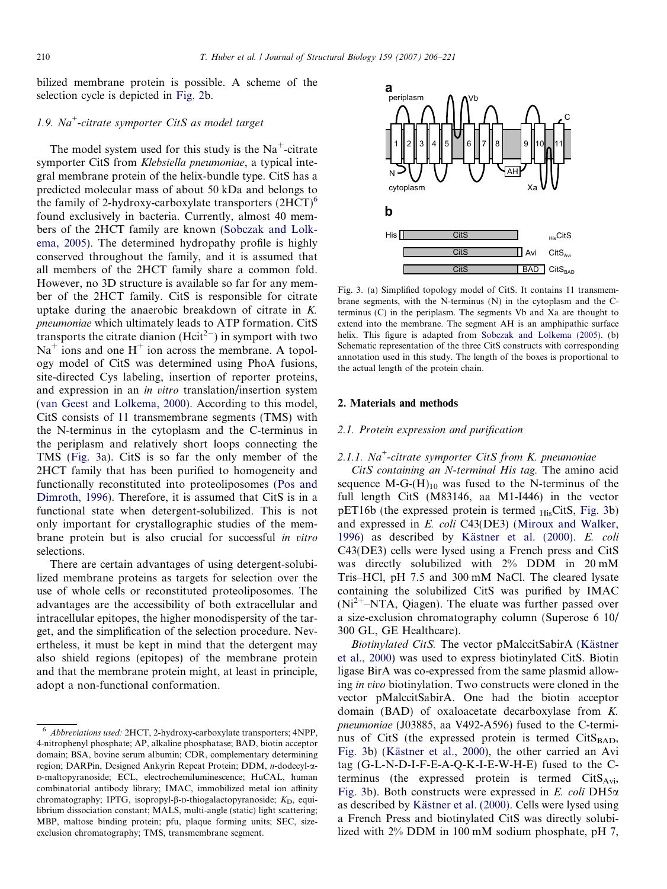bilized membrane protein is possible. A scheme of the selection cycle is depicted in Fig. 2b.

### 1.9. $Na^+$-citrate symporter CitS as model target

The model system used for this study is the $Na^+$-citrate symporter CitS from *Klebsiella pneumoniae*, a typical integral membrane protein of the helix-bundle type. CitS has a predicted molecular mass of about 50 kDa and belongs to the family of 2-hydroxy-carboxylate transporters (2HCT)[6] found exclusively in bacteria. Currently, almost 40 members of the 2HCT family are known (Sobczak and Lolkema, 2005). The determined hydropathy profile is highly conserved throughout the family, and it is assumed that all members of the 2HCT family share a common fold. However, no 3D structure is available so far for any member of the 2HCT family. CitS is responsible for citrate uptake during the anaerobic breakdown of citrate in *K. pneumoniae* which ultimately leads to ATP formation. CitS transports the citrate dianion ($Hcit^{2-}$) in symport with two $Na^+$ ions and one $H^+$ ion across the membrane. A topology model of CitS was determined using PhoA fusions, site-directed Cys labeling, insertion of reporter proteins, and expression in an *in vitro* translation/insertion system (van Geest and Lolkema, 2000). According to this model, CitS consists of 11 transmembrane segments (TMS) with the N-terminus in the cytoplasm and the C-terminus in the periplasm and relatively short loops connecting the TMS (Fig. 3a). CitS is so far the only member of the 2HCT family that has been purified to homogeneity and functionally reconstituted into proteoliposomes (Pos and Dimroth, 1996). Therefore, it is assumed that CitS is in a functional state when detergent-solubilized. This is not only important for crystallographic studies of the membrane protein but is also crucial for successful *in vitro* selections.

There are certain advantages of using detergent-solubilized membrane proteins as targets for selection over the use of whole cells or reconstituted proteoliposomes. The advantages are the accessibility of both extracellular and intracellular epitopes, the higher monodispersity of the target, and the simplification of the selection procedure. Nevertheless, it must be kept in mind that the detergent may also shield regions (epitopes) of the membrane protein and that the membrane protein might, at least in principle, adopt a non-functional conformation.

[6] *Abbreviations used:* 2HCT, 2-hydroxy-carboxylate transporters; 4NPP, 4-nitrophenyl phosphate; AP, alkaline phosphatase; BAD, biotin acceptor domain; BSA, bovine serum albumin; CDR, complementary determining region; DARPin, Designed Ankyrin Repeat Protein; DDM, *n*-dodecyl-α-D-maltopyranoside; ECL, electrochemiluminescence; HuCAL, human combinatorial antibody library; IMAC, immobilized metal ion affinity chromatography; IPTG, isopropyl-β-D-thiogalactopyranoside; $K_D$, equilibrium dissociation constant; MALS, multi-angle (static) light scattering; MBP, maltose binding protein; pfu, plaque forming units; SEC, size-exclusion chromatography; TMS, transmembrane segment.

Fig. 3. (a) Simplified topology model of CitS. It contains 11 transmembrane segments, with the N-terminus (N) in the cytoplasm and the C-terminus (C) in the periplasm. The segments Vb and Xa are thought to extend into the membrane. The segment AH is an amphipathic surface helix. This figure is adapted from Sobczak and Lolkema (2005). (b) Schematic representation of the three CitS constructs with corresponding annotation used in this study. The length of the boxes is proportional to the actual length of the protein chain.

## 2. Materials and methods

### 2.1. Protein expression and purification

#### 2.1.1. $Na^+$-citrate symporter CitS from K. pneumoniae

*CitS containing an N-terminal His tag.* The amino acid sequence M-G-$(H)_{10}$ was fused to the N-terminus of the full length CitS (M83146, aa M1-I446) in the vector pET16b (the expressed protein is termed $_{His}$CitS, Fig. 3b) and expressed in *E. coli* C43(DE3) (Miroux and Walker, 1996) as described by Kästner et al. (2000). *E. coli* C43(DE3) cells were lysed using a French press and CitS was directly solubilized with 2% DDM in 20 mM Tris–HCl, pH 7.5 and 300 mM NaCl. The cleared lysate containing the solubilized CitS was purified by IMAC ($Ni^{2+}$–NTA, Qiagen). The eluate was further passed over a size-exclusion chromatography column (Superose 6 10/300 GL, GE Healthcare).

*Biotinylated CitS.* The vector pMalcitSabirA (Kästner et al., 2000) was used to express biotinylated CitS. Biotin ligase BirA was co-expressed from the same plasmid allowing *in vivo* biotinylation. Two constructs were cloned in the vector pMalcitSabirA. One had the biotin acceptor domain (BAD) of oxaloacetate decarboxylase from *K. pneumoniae* (J03885, aa V492-A596) fused to the C-terminus of CitS (the expressed protein is termed $CitS_{BAD}$, Fig. 3b) (Kästner et al., 2000), the other carried an Avi tag (G-L-N-D-I-F-E-A-Q-K-I-E-W-H-E) fused to the C-terminus (the expressed protein is termed $CitS_{Avi}$, Fig. 3b). Both constructs were expressed in *E. coli* DH5α as described by Kästner et al. (2000). Cells were lysed using a French Press and biotinylated CitS was directly solubilized with 2% DDM in 100 mM sodium phosphate, pH 7,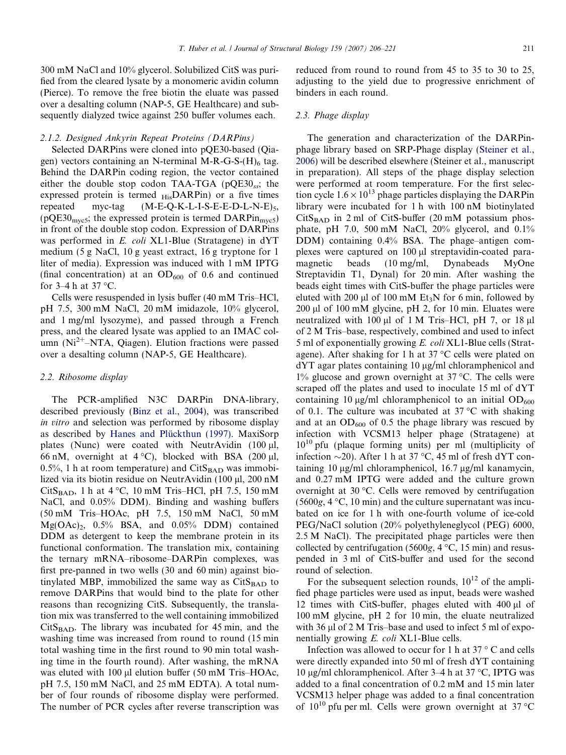300 mM NaCl and 10% glycerol. Solubilized CitS was purified from the cleared lysate by a monomeric avidin column (Pierce). To remove the free biotin the eluate was passed over a desalting column (NAP-5, GE Healthcare) and subsequently dialyzed twice against 250 buffer volumes each.

#### 2.1.2. Designed Ankyrin Repeat Proteins (DARPins)

Selected DARPins were cloned into pQE30-based (Qiagen) vectors containing an N-terminal M-R-G-S-$(H)_6$ tag. Behind the DARPin coding region, the vector contained either the double stop codon TAA-TGA (pQE30$_{ss}$; the expressed protein is termed $_{His}$DARPin) or a five times repeated myc-tag $(M\text{-}E\text{-}Q\text{-}K\text{-}L\text{-}I\text{-}S\text{-}E\text{-}E\text{-}D\text{-}L\text{-}N\text{-}E)_5$, (pQE30$_{myc5}$; the expressed protein is termed DARPin$_{myc5}$) in front of the double stop codon. Expression of DARPins was performed in *E. coli* XL1-Blue (Stratagene) in dYT medium (5 g NaCl, 10 g yeast extract, 16 g tryptone for 1 liter of media). Expression was induced with 1 mM IPTG (final concentration) at an $OD_{600}$ of 0.6 and continued for 3–4 h at 37 °C.

Cells were resuspended in lysis buffer (40 mM Tris–HCl, pH 7.5, 300 mM NaCl, 20 mM imidazole, 10% glycerol, and 1 mg/ml lysozyme), and passed through a French press, and the cleared lysate was applied to an IMAC column ($Ni^{2+}$–NTA, Qiagen). Elution fractions were passed over a desalting column (NAP-5, GE Healthcare).

### 2.2. Ribosome display

The PCR-amplified N3C DARPin DNA-library, described previously (Binz et al., 2004), was transcribed *in vitro* and selection was performed by ribosome display as described by Hanes and Plückthun (1997). MaxiSorp plates (Nunc) were coated with NeutrAvidin (100 µl, 66 nM, overnight at 4 °C), blocked with BSA (200 µl, 0.5%, 1 h at room temperature) and CitS$_{BAD}$ was immobilized via its biotin residue on NeutrAvidin (100 µl, 200 nM CitS$_{BAD}$, 1 h at 4 °C, 10 mM Tris–HCl, pH 7.5, 150 mM NaCl, and 0.05% DDM). Binding and washing buffers (50 mM Tris–HOAc, pH 7.5, 150 mM NaCl, 50 mM $Mg(OAc)_2$, 0.5% BSA, and 0.05% DDM) contained DDM as detergent to keep the membrane protein in its functional conformation. The translation mix, containing the ternary mRNA–ribosome–DARPin complexes, was first pre-panned in two wells (30 and 60 min) against biotinylated MBP, immobilized the same way as CitS$_{BAD}$ to remove DARPins that would bind to the plate for other reasons than recognizing CitS. Subsequently, the translation mix was transferred to the well containing immobilized CitS$_{BAD}$. The library was incubated for 45 min, and the washing time was increased from round to round (15 min total washing time in the first round to 90 min total washing time in the fourth round). After washing, the mRNA was eluted with 100 µl elution buffer (50 mM Tris–HOAc, pH 7.5, 150 mM NaCl, and 25 mM EDTA). A total number of four rounds of ribosome display were performed. The number of PCR cycles after reverse transcription was reduced from round to round from 45 to 35 to 30 to 25, adjusting to the yield due to progressive enrichment of binders in each round.

### 2.3. Phage display

The generation and characterization of the DARPin-phage library based on SRP-Phage display (Steiner et al., 2006) will be described elsewhere (Steiner et al., manuscript in preparation). All steps of the phage display selection were performed at room temperature. For the first selection cycle $1.6 \times 10^{13}$ phage particles displaying the DARPin library were incubated for 1 h with 100 nM biotinylated CitS$_{BAD}$ in 2 ml of CitS-buffer (20 mM potassium phosphate, pH 7.0, 500 mM NaCl, 20% glycerol, and 0.1% DDM) containing 0.4% BSA. The phage–antigen complexes were captured on 100 µl streptavidin-coated paramagnetic beads (10 mg/ml, Dynabeads MyOne Streptavidin T1, Dynal) for 20 min. After washing the beads eight times with CitS-buffer the phage particles were eluted with 200 µl of 100 mM $Et_3N$ for 6 min, followed by 200 µl of 100 mM glycine, pH 2, for 10 min. Eluates were neutralized with 100 µl of 1 M Tris–HCl, pH 7, or 18 µl of 2 M Tris–base, respectively, combined and used to infect 5 ml of exponentially growing *E. coli* XL1-Blue cells (Stratagene). After shaking for 1 h at 37 °C cells were plated on dYT agar plates containing 10 µg/ml chloramphenicol and 1% glucose and grown overnight at 37 °C. The cells were scraped off the plates and used to inoculate 15 ml of dYT containing 10 µg/ml chloramphenicol to an initial $OD_{600}$ of 0.1. The culture was incubated at 37 °C with shaking and at an $OD_{600}$ of 0.5 the phage library was rescued by infection with VCSM13 helper phage (Stratagene) at $10^{10}$ pfu (plaque forming units) per ml (multiplicity of infection ~20). After 1 h at 37 °C, 45 ml of fresh dYT containing 10 µg/ml chloramphenicol, 16.7 µg/ml kanamycin, and 0.27 mM IPTG were added and the culture grown overnight at 30 °C. Cells were removed by centrifugation (5600*g*, 4 °C, 10 min) and the culture supernatant was incubated on ice for 1 h with one-fourth volume of ice-cold PEG/NaCl solution (20% polyethyleneglycol (PEG) 6000, 2.5 M NaCl). The precipitated phage particles were then collected by centrifugation (5600*g*, 4 °C, 15 min) and resuspended in 3 ml of CitS-buffer and used for the second round of selection.

For the subsequent selection rounds, $10^{12}$ of the amplified phage particles were used as input, beads were washed 12 times with CitS-buffer, phages eluted with 400 µl of 100 mM glycine, pH 2 for 10 min, the eluate neutralized with 36 µl of 2 M Tris–base and used to infect 5 ml of exponentially growing *E. coli* XL1-Blue cells.

Infection was allowed to occur for 1 h at 37 ° C and cells were directly expanded into 50 ml of fresh dYT containing 10 µg/ml chloramphenicol. After 3–4 h at 37 °C, IPTG was added to a final concentration of 0.2 mM and 15 min later VCSM13 helper phage was added to a final concentration of $10^{10}$ pfu per ml. Cells were grown overnight at 37 °C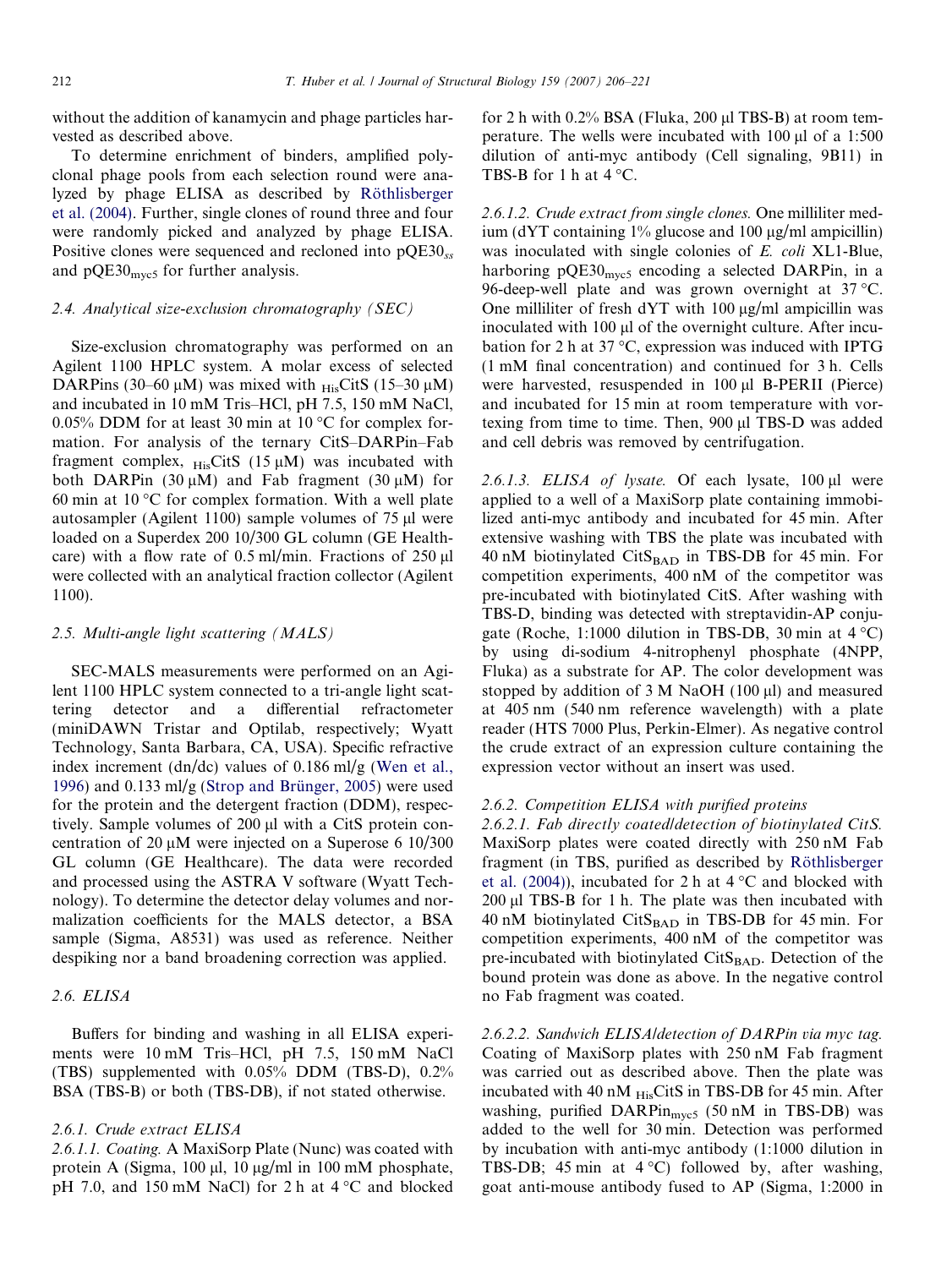without the addition of kanamycin and phage particles harvested as described above.

To determine enrichment of binders, amplified polyclonal phage pools from each selection round were analyzed by phage ELISA as described by Röthlisberger et al. (2004). Further, single clones of round three and four were randomly picked and analyzed by phage ELISA. Positive clones were sequenced and recloned into $pQE30_{ss}$ and $pQE30_{myc5}$ for further analysis.

### 2.4. Analytical size-exclusion chromatography (SEC)

Size-exclusion chromatography was performed on an Agilent 1100 HPLC system. A molar excess of selected DARPins (30–60 μM) was mixed with $_{His}$CitS (15–30 μM) and incubated in 10 mM Tris–HCl, pH 7.5, 150 mM NaCl, 0.05% DDM for at least 30 min at 10 °C for complex formation. For analysis of the ternary CitS–DARPin–Fab fragment complex, $_{His}$CitS (15 μM) was incubated with both DARPin (30 μM) and Fab fragment (30 μM) for 60 min at 10 °C for complex formation. With a well plate autosampler (Agilent 1100) sample volumes of 75 μl were loaded on a Superdex 200 10/300 GL column (GE Healthcare) with a flow rate of 0.5 ml/min. Fractions of 250 μl were collected with an analytical fraction collector (Agilent 1100).

### 2.5. Multi-angle light scattering (MALS)

SEC-MALS measurements were performed on an Agilent 1100 HPLC system connected to a tri-angle light scattering detector and a differential refractometer (miniDAWN Tristar and Optilab, respectively; Wyatt Technology, Santa Barbara, CA, USA). Specific refractive index increment (dn/dc) values of 0.186 ml/g (Wen et al., 1996) and 0.133 ml/g (Strop and Brünger, 2005) were used for the protein and the detergent fraction (DDM), respectively. Sample volumes of 200 μl with a CitS protein concentration of 20 μM were injected on a Superose 6 10/300 GL column (GE Healthcare). The data were recorded and processed using the ASTRA V software (Wyatt Technology). To determine the detector delay volumes and normalization coefficients for the MALS detector, a BSA sample (Sigma, A8531) was used as reference. Neither despiking nor a band broadening correction was applied.

### 2.6. ELISA

Buffers for binding and washing in all ELISA experiments were 10 mM Tris–HCl, pH 7.5, 150 mM NaCl (TBS) supplemented with 0.05% DDM (TBS-D), 0.2% BSA (TBS-B) or both (TBS-DB), if not stated otherwise.

#### 2.6.1. Crude extract ELISA

*2.6.1.1. Coating.* A MaxiSorp Plate (Nunc) was coated with protein A (Sigma, 100 μl, 10 μg/ml in 100 mM phosphate, pH 7.0, and 150 mM NaCl) for 2 h at 4 °C and blocked for 2 h with 0.2% BSA (Fluka, 200 μl TBS-B) at room temperature. The wells were incubated with 100 μl of a 1:500 dilution of anti-myc antibody (Cell signaling, 9B11) in TBS-B for 1 h at 4 °C.

*2.6.1.2. Crude extract from single clones.* One milliliter medium (dYT containing 1% glucose and 100 μg/ml ampicillin) was inoculated with single colonies of *E. coli* XL1-Blue, harboring $pQE30_{myc5}$ encoding a selected DARPin, in a 96-deep-well plate and was grown overnight at 37 °C. One milliliter of fresh dYT with 100 μg/ml ampicillin was inoculated with 100 μl of the overnight culture. After incubation for 2 h at 37 °C, expression was induced with IPTG (1 mM final concentration) and continued for 3 h. Cells were harvested, resuspended in 100 μl B-PERII (Pierce) and incubated for 15 min at room temperature with vortexing from time to time. Then, 900 μl TBS-D was added and cell debris was removed by centrifugation.

*2.6.1.3. ELISA of lysate.* Of each lysate, 100 μl were applied to a well of a MaxiSorp plate containing immobilized anti-myc antibody and incubated for 45 min. After extensive washing with TBS the plate was incubated with 40 nM biotinylated $CitS_{BAD}$ in TBS-DB for 45 min. For competition experiments, 400 nM of the competitor was pre-incubated with biotinylated CitS. After washing with TBS-D, binding was detected with streptavidin-AP conjugate (Roche, 1:1000 dilution in TBS-DB, 30 min at 4 °C) by using di-sodium 4-nitrophenyl phosphate (4NPP, Fluka) as a substrate for AP. The color development was stopped by addition of 3 M NaOH (100 μl) and measured at 405 nm (540 nm reference wavelength) with a plate reader (HTS 7000 Plus, Perkin-Elmer). As negative control the crude extract of an expression culture containing the expression vector without an insert was used.

#### 2.6.2. Competition ELISA with purified proteins

*2.6.2.1. Fab directly coated/detection of biotinylated CitS.* MaxiSorp plates were coated directly with 250 nM Fab fragment (in TBS, purified as described by Röthlisberger et al. (2004)), incubated for 2 h at 4 °C and blocked with 200 μl TBS-B for 1 h. The plate was then incubated with 40 nM biotinylated $CitS_{BAD}$ in TBS-DB for 45 min. For competition experiments, 400 nM of the competitor was pre-incubated with biotinylated $CitS_{BAD}$. Detection of the bound protein was done as above. In the negative control no Fab fragment was coated.

*2.6.2.2. Sandwich ELISA/detection of DARPin via myc tag.* Coating of MaxiSorp plates with 250 nM Fab fragment was carried out as described above. Then the plate was incubated with 40 nM $_{His}$CitS in TBS-DB for 45 min. After washing, purified $DARPin_{myc5}$ (50 nM in TBS-DB) was added to the well for 30 min. Detection was performed by incubation with anti-myc antibody (1:1000 dilution in TBS-DB; 45 min at 4 °C) followed by, after washing, goat anti-mouse antibody fused to AP (Sigma, 1:2000 in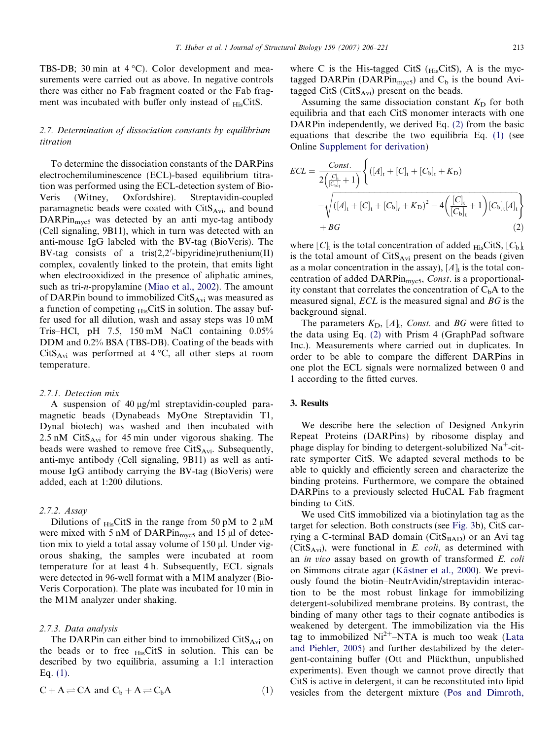TBS-DB; 30 min at 4 °C). Color development and measurements were carried out as above. In negative controls there was either no Fab fragment coated or the Fab fragment was incubated with buffer only instead of $_{His}$CitS.

### 2.7. Determination of dissociation constants by equilibrium titration

To determine the dissociation constants of the DARPins electrochemiluminescence (ECL)-based equilibrium titration was performed using the ECL-detection system of BioVeris (Witney, Oxfordshire). Streptavidin-coupled paramagnetic beads were coated with $CitS_{Avi}$, and bound $DARPin_{myc5}$ was detected by an anti myc-tag antibody (Cell signaling, 9B11), which in turn was detected with an anti-mouse IgG labeled with the BV-tag (BioVeris). The BV-tag consists of a tris(2,2′-bipyridine)ruthenium(II) complex, covalently linked to the protein, that emits light when electrooxidized in the presence of aliphatic amines, such as tri-*n*-propylamine (Miao et al., 2002). The amount of DARPin bound to immobilized $CitS_{Avi}$ was measured as a function of competing $_{His}$CitS in solution. The assay buffer used for all dilution, wash and assay steps was 10 mM Tris–HCl, pH 7.5, 150 mM NaCl containing 0.05% DDM and 0.2% BSA (TBS-DB). Coating of the beads with $CitS_{Avi}$ was performed at 4 °C, all other steps at room temperature.

#### 2.7.1. Detection mix

A suspension of 40 μg/ml streptavidin-coupled paramagnetic beads (Dynabeads MyOne Streptavidin T1, Dynal biotech) was washed and then incubated with 2.5 nM $CitS_{Avi}$ for 45 min under vigorous shaking. The beads were washed to remove free $CitS_{Avi}$. Subsequently, anti-myc antibody (Cell signaling, 9B11) as well as anti-mouse IgG antibody carrying the BV-tag (BioVeris) were added, each at 1:200 dilutions.

#### 2.7.2. Assay

Dilutions of $_{His}$CitS in the range from 50 pM to 2 μM were mixed with 5 nM of $DARPin_{myc5}$ and 15 μl of detection mix to yield a total assay volume of 150 μl. Under vigorous shaking, the samples were incubated at room temperature for at least 4 h. Subsequently, ECL signals were detected in 96-well format with a M1M analyzer (BioVeris Corporation). The plate was incubated for 10 min in the M1M analyzer under shaking.

#### 2.7.3. Data analysis

The DARPin can either bind to immobilized $CitS_{Avi}$ on the beads or to free $_{His}$CitS in solution. This can be described by two equilibria, assuming a 1:1 interaction Eq. (1).

$$\mathrm{C} + \mathrm{A} \rightleftharpoons \mathrm{CA} \text{ and } \mathrm{C_b} + \mathrm{A} \rightleftharpoons \mathrm{C_bA} \tag{1}$$

where C is the His-tagged CitS ($_{His}$CitS), A is the myc-tagged DARPin ($DARPin_{myc5}$) and $C_b$ is the bound Avi-tagged CitS ($CitS_{Avi}$) present on the beads.

Assuming the same dissociation constant $K_D$ for both equilibria and that each CitS monomer interacts with one DARPin independently, we derived Eq. (2) from the basic equations that describe the two equilibria Eq. (1) (see Online Supplement for derivation)

$$ECL = \frac{Const.}{2\left(\frac{[C]_t}{[C_b]_t}+1\right)}\left\{([A]_t+[C]_t+[C_b]_t+K_D) - \sqrt{([A]_t+[C]_t+[C_b]_t+K_D)^2 - 4\left(\frac{[C]_t}{[C_b]_t}+1\right)[C_b]_t[A]_t}\right\} + BG \tag{2}$$

where $[C]_t$ is the total concentration of added $_{His}$CitS, $[C_b]_t$ is the total amount of $CitS_{Avi}$ present on the beads (given as a molar concentration in the assay), $[A]_t$ is the total concentration of added $DARPin_{myc5}$, *Const.* is a proportionality constant that correlates the concentration of $C_bA$ to the measured signal, *ECL* is the measured signal and *BG* is the background signal.

The parameters $K_D$, $[A]_t$, *Const.* and *BG* were fitted to the data using Eq. (2) with Prism 4 (GraphPad software Inc.). Measurements where carried out in duplicates. In order to be able to compare the different DARPins in one plot the ECL signals were normalized between 0 and 1 according to the fitted curves.

## 3. Results

We describe here the selection of Designed Ankyrin Repeat Proteins (DARPins) by ribosome display and phage display for binding to detergent-solubilized $Na^+$-citrate symporter CitS. We adapted several methods to be able to quickly and efficiently screen and characterize the binding proteins. Furthermore, we compare the obtained DARPins to a previously selected HuCAL Fab fragment binding to CitS.

We used CitS immobilized via a biotinylation tag as the target for selection. Both constructs (see Fig. 3b), CitS carrying a C-terminal BAD domain ($CitS_{BAD}$) or an Avi tag ($CitS_{Avi}$), were functional in *E. coli*, as determined with an *in vivo* assay based on growth of transformed *E. coli* on Simmons citrate agar (Kästner et al., 2000). We previously found the biotin–NeutrAvidin/streptavidin interaction to be the most robust linkage for immobilizing detergent-solubilized membrane proteins. By contrast, the binding of many other tags to their cognate antibodies is weakened by detergent. The immobilization via the His tag to immobilized $Ni^{2+}$–NTA is much too weak (Lata and Piehler, 2005) and further destabilized by the detergent-containing buffer (Ott and Plückthun, unpublished experiments). Even though we cannot prove directly that CitS is active in detergent, it can be reconstituted into lipid vesicles from the detergent mixture (Pos and Dimroth,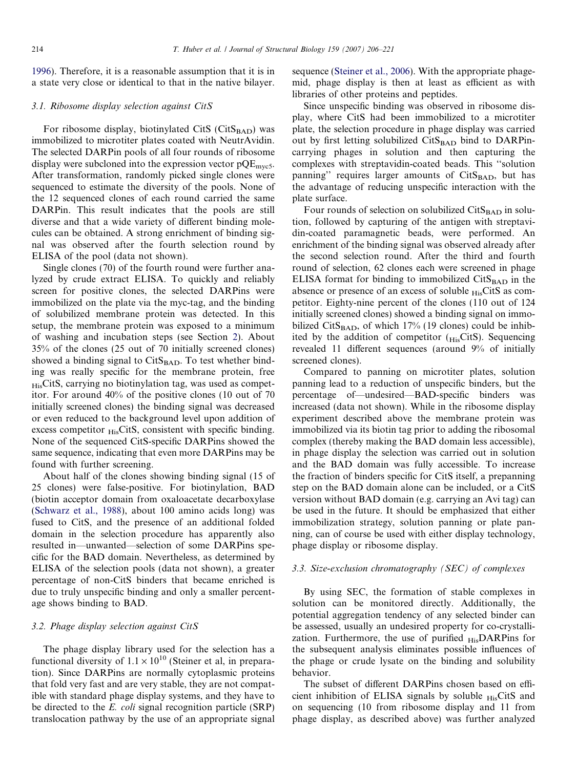1996). Therefore, it is a reasonable assumption that it is in a state very close or identical to that in the native bilayer.

### 3.1. Ribosome display selection against CitS

For ribosome display, biotinylated CitS ($CitS_{BAD}$) was immobilized to microtiter plates coated with NeutrAvidin. The selected DARPin pools of all four rounds of ribosome display were subcloned into the expression vector $pQE_{myc5}$. After transformation, randomly picked single clones were sequenced to estimate the diversity of the pools. None of the 12 sequenced clones of each round carried the same DARPin. This result indicates that the pools are still diverse and that a wide variety of different binding molecules can be obtained. A strong enrichment of binding signal was observed after the fourth selection round by ELISA of the pool (data not shown).

Single clones (70) of the fourth round were further analyzed by crude extract ELISA. To quickly and reliably screen for positive clones, the selected DARPins were immobilized on the plate via the myc-tag, and the binding of solubilized membrane protein was detected. In this setup, the membrane protein was exposed to a minimum of washing and incubation steps (see Section 2). About 35% of the clones (25 out of 70 initially screened clones) showed a binding signal to $CitS_{BAD}$. To test whether binding was really specific for the membrane protein, free $_{His}$CitS, carrying no biotinylation tag, was used as competitor. For around 40% of the positive clones (10 out of 70 initially screened clones) the binding signal was decreased or even reduced to the background level upon addition of excess competitor $_{His}$CitS, consistent with specific binding. None of the sequenced CitS-specific DARPins showed the same sequence, indicating that even more DARPins may be found with further screening.

About half of the clones showing binding signal (15 of 25 clones) were false-positive. For biotinylation, BAD (biotin acceptor domain from oxaloacetate decarboxylase (Schwarz et al., 1988), about 100 amino acids long) was fused to CitS, and the presence of an additional folded domain in the selection procedure has apparently also resulted in—unwanted—selection of some DARPins specific for the BAD domain. Nevertheless, as determined by ELISA of the selection pools (data not shown), a greater percentage of non-CitS binders that became enriched is due to truly unspecific binding and only a smaller percentage shows binding to BAD.

### 3.2. Phage display selection against CitS

The phage display library used for the selection has a functional diversity of $1.1 \times 10^{10}$ (Steiner et al, in preparation). Since DARPins are normally cytoplasmic proteins that fold very fast and are very stable, they are not compatible with standard phage display systems, and they have to be directed to the *E. coli* signal recognition particle (SRP) translocation pathway by the use of an appropriate signal sequence (Steiner et al., 2006). With the appropriate phagemid, phage display is then at least as efficient as with libraries of other proteins and peptides.

Since unspecific binding was observed in ribosome display, where CitS had been immobilized to a microtiter plate, the selection procedure in phage display was carried out by first letting solubilized $CitS_{BAD}$ bind to DARPin-carrying phages in solution and then capturing the complexes with streptavidin-coated beads. This "solution panning" requires larger amounts of $CitS_{BAD}$, but has the advantage of reducing unspecific interaction with the plate surface.

Four rounds of selection on solubilized $CitS_{BAD}$ in solution, followed by capturing of the antigen with streptavidin-coated paramagnetic beads, were performed. An enrichment of the binding signal was observed already after the second selection round. After the third and fourth round of selection, 62 clones each were screened in phage ELISA format for binding to immobilized $CitS_{BAD}$ in the absence or presence of an excess of soluble $_{His}$CitS as competitor. Eighty-nine percent of the clones (110 out of 124 initially screened clones) showed a binding signal on immobilized $CitS_{BAD}$, of which 17% (19 clones) could be inhibited by the addition of competitor ($_{His}$CitS). Sequencing revealed 11 different sequences (around 9% of initially screened clones).

Compared to panning on microtiter plates, solution panning lead to a reduction of unspecific binders, but the percentage of—undesired—BAD-specific binders was increased (data not shown). While in the ribosome display experiment described above the membrane protein was immobilized via its biotin tag prior to adding the ribosomal complex (thereby making the BAD domain less accessible), in phage display the selection was carried out in solution and the BAD domain was fully accessible. To increase the fraction of binders specific for CitS itself, a prepanning step on the BAD domain alone can be included, or a CitS version without BAD domain (e.g. carrying an Avi tag) can be used in the future. It should be emphasized that either immobilization strategy, solution panning or plate panning, can of course be used with either display technology, phage display or ribosome display.

### 3.3. Size-exclusion chromatography (SEC) of complexes

By using SEC, the formation of stable complexes in solution can be monitored directly. Additionally, the potential aggregation tendency of any selected binder can be assessed, usually an undesired property for co-crystallization. Furthermore, the use of purified $_{His}$DARPins for the subsequent analysis eliminates possible influences of the phage or crude lysate on the binding and solubility behavior.

The subset of different DARPins chosen based on efficient inhibition of ELISA signals by soluble $_{His}$CitS and on sequencing (10 from ribosome display and 11 from phage display, as described above) was further analyzed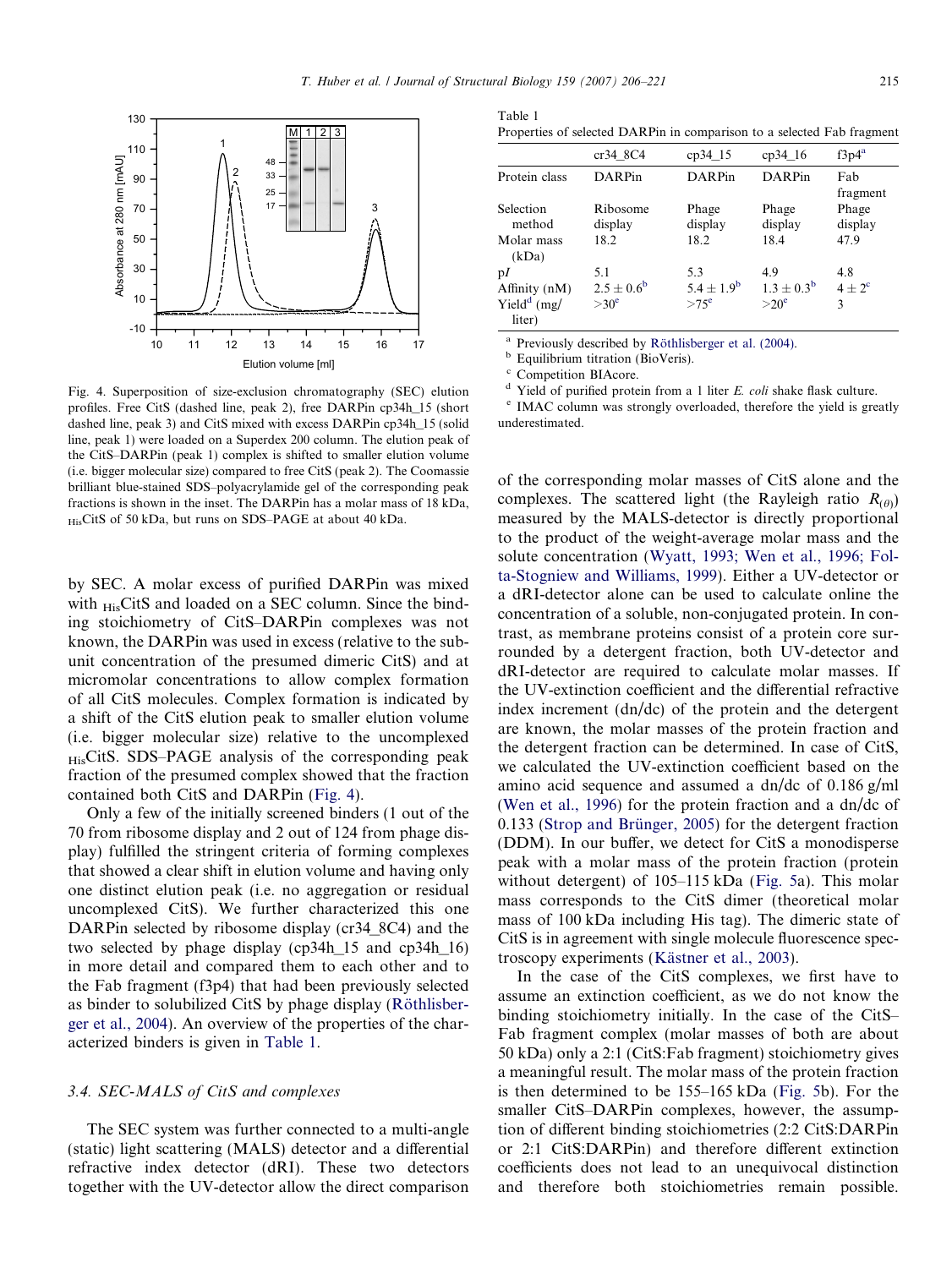Fig. 4. Superposition of size-exclusion chromatography (SEC) elution profiles. Free CitS (dashed line, peak 2), free DARPin cp34h_15 (short dashed line, peak 3) and CitS mixed with excess DARPin cp34h_15 (solid line, peak 1) were loaded on a Superdex 200 column. The elution peak of the CitS–DARPin (peak 1) complex is shifted to smaller elution volume (i.e. bigger molecular size) compared to free CitS (peak 2). The Coomassie brilliant blue-stained SDS–polyacrylamide gel of the corresponding peak fractions is shown in the inset. The DARPin has a molar mass of 18 kDa, $_{His}$CitS of 50 kDa, but runs on SDS–PAGE at about 40 kDa.

by SEC. A molar excess of purified DARPin was mixed with $_{His}$CitS and loaded on a SEC column. Since the binding stoichiometry of CitS–DARPin complexes was not known, the DARPin was used in excess (relative to the subunit concentration of the presumed dimeric CitS) and at micromolar concentrations to allow complex formation of all CitS molecules. Complex formation is indicated by a shift of the CitS elution peak to smaller elution volume (i.e. bigger molecular size) relative to the uncomplexed $_{His}$CitS. SDS–PAGE analysis of the corresponding peak fraction of the presumed complex showed that the fraction contained both CitS and DARPin (Fig. 4).

Only a few of the initially screened binders (1 out of the 70 from ribosome display and 2 out of 124 from phage display) fulfilled the stringent criteria of forming complexes that showed a clear shift in elution volume and having only one distinct elution peak (i.e. no aggregation or residual uncomplexed CitS). We further characterized this one DARPin selected by ribosome display (cr34_8C4) and the two selected by phage display (cp34h_15 and cp34h_16) in more detail and compared them to each other and to the Fab fragment (f3p4) that had been previously selected as binder to solubilized CitS by phage display (Röthlisberger et al., 2004). An overview of the properties of the characterized binders is given in Table 1.

Table 1
Properties of selected DARPin in comparison to a selected Fab fragment

| | cr34_8C4 | cp34_15 | cp34_16 | f3p4[a] |
|---|---|---|---|---|
| Protein class | DARPin | DARPin | DARPin | Fab fragment |
| Selection method | Ribosome display | Phage display | Phage display | Phage display |
| Molar mass (kDa) | 18.2 | 18.2 | 18.4 | 47.9 |
| p*I* | 5.1 | 5.3 | 4.9 | 4.8 |
| Affinity (nM) | $2.5 \pm 0.6$[b] | $5.4 \pm 1.9$[b] | $1.3 \pm 0.3$[b] | $4 \pm 2$[c] |
| Yield[d] (mg/liter) | >30[e] | >75[e] | >20[e] | 3 |

[a] Previously described by Röthlisberger et al. (2004).
[b] Equilibrium titration (BioVeris).
[c] Competition BIAcore.
[d] Yield of purified protein from a 1 liter *E. coli* shake flask culture.
[e] IMAC column was strongly overloaded, therefore the yield is greatly underestimated.

### 3.4. SEC-MALS of CitS and complexes

The SEC system was further connected to a multi-angle (static) light scattering (MALS) detector and a differential refractive index detector (dRI). These two detectors together with the UV-detector allow the direct comparison of the corresponding molar masses of CitS alone and the complexes. The scattered light (the Rayleigh ratio $R_{(\theta)}$) measured by the MALS-detector is directly proportional to the product of the weight-average molar mass and the solute concentration (Wyatt, 1993; Wen et al., 1996; Folta-Stogniew and Williams, 1999). Either a UV-detector or a dRI-detector alone can be used to calculate online the concentration of a soluble, non-conjugated protein. In contrast, as membrane proteins consist of a protein core surrounded by a detergent fraction, both UV-detector and dRI-detector are required to calculate molar masses. If the UV-extinction coefficient and the differential refractive index increment (dn/dc) of the protein and the detergent are known, the molar masses of the protein fraction and the detergent fraction can be determined. In case of CitS, we calculated the UV-extinction coefficient based on the amino acid sequence and assumed a dn/dc of 0.186 g/ml (Wen et al., 1996) for the protein fraction and a dn/dc of 0.133 (Strop and Brünger, 2005) for the detergent fraction (DDM). In our buffer, we detect for CitS a monodisperse peak with a molar mass of the protein fraction (protein without detergent) of 105–115 kDa (Fig. 5a). This molar mass corresponds to the CitS dimer (theoretical molar mass of 100 kDa including His tag). The dimeric state of CitS is in agreement with single molecule fluorescence spectroscopy experiments (Kästner et al., 2003).

In the case of the CitS complexes, we first have to assume an extinction coefficient, as we do not know the binding stoichiometry initially. In the case of the CitS–Fab fragment complex (molar masses of both are about 50 kDa) only a 2:1 (CitS:Fab fragment) stoichiometry gives a meaningful result. The molar mass of the protein fraction is then determined to be 155–165 kDa (Fig. 5b). For the smaller CitS–DARPin complexes, however, the assumption of different binding stoichiometries (2:2 CitS:DARPin or 2:1 CitS:DARPin) and therefore different extinction coefficients does not lead to an unequivocal distinction and therefore both stoichiometries remain possible.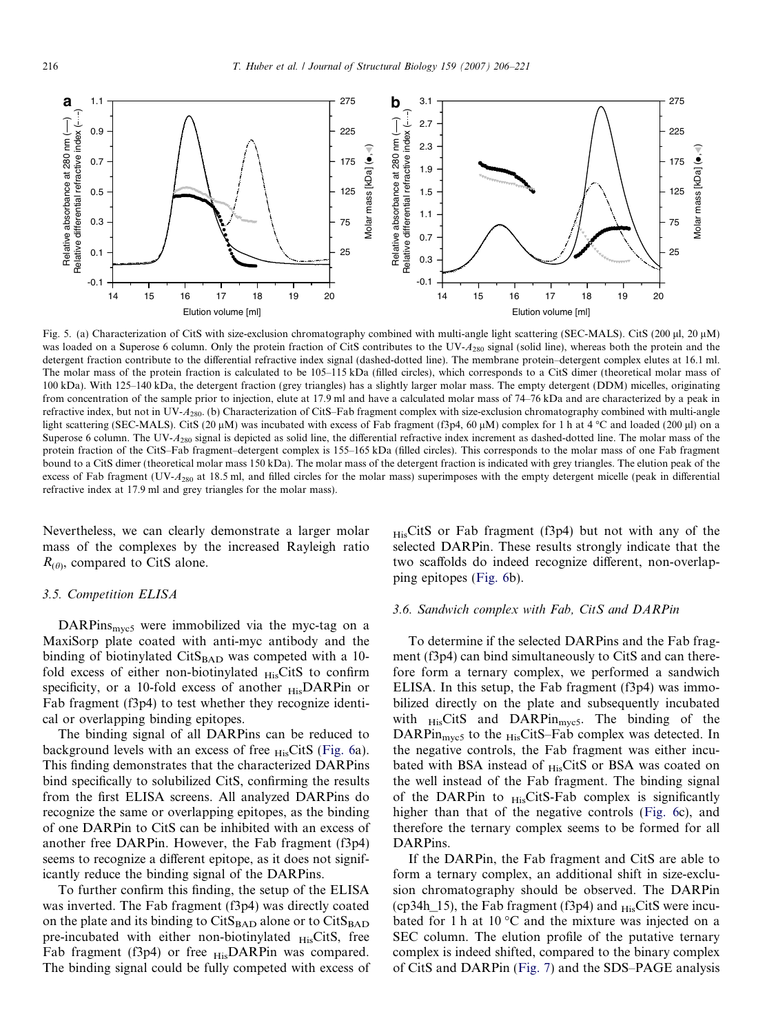Fig. 5. (a) Characterization of CitS with size-exclusion chromatography combined with multi-angle light scattering (SEC-MALS). CitS (200 μl, 20 μM) was loaded on a Superose 6 column. Only the protein fraction of CitS contributes to the UV-$A_{280}$ signal (solid line), whereas both the protein and the detergent fraction contribute to the differential refractive index signal (dashed-dotted line). The membrane protein–detergent complex elutes at 16.1 ml. The molar mass of the protein fraction is calculated to be 105–115 kDa (filled circles), which corresponds to a CitS dimer (theoretical molar mass of 100 kDa). With 125–140 kDa, the detergent fraction (grey triangles) has a slightly larger molar mass. The empty detergent (DDM) micelles, originating from concentration of the sample prior to injection, elute at 17.9 ml and have a calculated molar mass of 74–76 kDa and are characterized by a peak in refractive index, but not in UV-$A_{280}$. (b) Characterization of CitS–Fab fragment complex with size-exclusion chromatography combined with multi-angle light scattering (SEC-MALS). CitS (20 μM) was incubated with excess of Fab fragment (f3p4, 60 μM) complex for 1 h at 4 °C and loaded (200 μl) on a Superose 6 column. The UV-$A_{280}$ signal is depicted as solid line, the differential refractive index increment as dashed-dotted line. The molar mass of the protein fraction of the CitS–Fab fragment–detergent complex is 155–165 kDa (filled circles). This corresponds to the molar mass of one Fab fragment bound to a CitS dimer (theoretical molar mass 150 kDa). The molar mass of the detergent fraction is indicated with grey triangles. The elution peak of the excess of Fab fragment (UV-$A_{280}$ at 18.5 ml, and filled circles for the molar mass) superimposes with the empty detergent micelle (peak in differential refractive index at 17.9 ml and grey triangles for the molar mass).

Nevertheless, we can clearly demonstrate a larger molar mass of the complexes by the increased Rayleigh ratio $R_{(\theta)}$, compared to CitS alone.

### 3.5. Competition ELISA

DARPins$_{myc5}$ were immobilized via the myc-tag on a MaxiSorp plate coated with anti-myc antibody and the binding of biotinylated CitS$_{BAD}$ was competed with a 10-fold excess of either non-biotinylated $_{His}$CitS to confirm specificity, or a 10-fold excess of another $_{His}$DARPin or Fab fragment (f3p4) to test whether they recognize identical or overlapping binding epitopes.

The binding signal of all DARPins can be reduced to background levels with an excess of free $_{His}$CitS (Fig. 6a). This finding demonstrates that the characterized DARPins bind specifically to solubilized CitS, confirming the results from the first ELISA screens. All analyzed DARPins do recognize the same or overlapping epitopes, as the binding of one DARPin to CitS can be inhibited with an excess of another free DARPin. However, the Fab fragment (f3p4) seems to recognize a different epitope, as it does not significantly reduce the binding signal of the DARPins.

To further confirm this finding, the setup of the ELISA was inverted. The Fab fragment (f3p4) was directly coated on the plate and its binding to CitS$_{BAD}$ alone or to CitS$_{BAD}$ pre-incubated with either non-biotinylated $_{His}$CitS, free Fab fragment (f3p4) or free $_{His}$DARPin was compared. The binding signal could be fully competed with excess of $_{His}$CitS or Fab fragment (f3p4) but not with any of the selected DARPin. These results strongly indicate that the two scaffolds do indeed recognize different, non-overlapping epitopes (Fig. 6b).

### 3.6. Sandwich complex with Fab, CitS and DARPin

To determine if the selected DARPins and the Fab fragment (f3p4) can bind simultaneously to CitS and can therefore form a ternary complex, we performed a sandwich ELISA. In this setup, the Fab fragment (f3p4) was immobilized directly on the plate and subsequently incubated with $_{His}$CitS and DARPin$_{myc5}$. The binding of the DARPin$_{myc5}$ to the $_{His}$CitS–Fab complex was detected. In the negative controls, the Fab fragment was either incubated with BSA instead of $_{His}$CitS or BSA was coated on the well instead of the Fab fragment. The binding signal of the DARPin to $_{His}$CitS-Fab complex is significantly higher than that of the negative controls (Fig. 6c), and therefore the ternary complex seems to be formed for all DARPins.

If the DARPin, the Fab fragment and CitS are able to form a ternary complex, an additional shift in size-exclusion chromatography should be observed. The DARPin (cp34h_15), the Fab fragment (f3p4) and $_{His}$CitS were incubated for 1 h at 10 °C and the mixture was injected on a SEC column. The elution profile of the putative ternary complex is indeed shifted, compared to the binary complex of CitS and DARPin (Fig. 7) and the SDS–PAGE analysis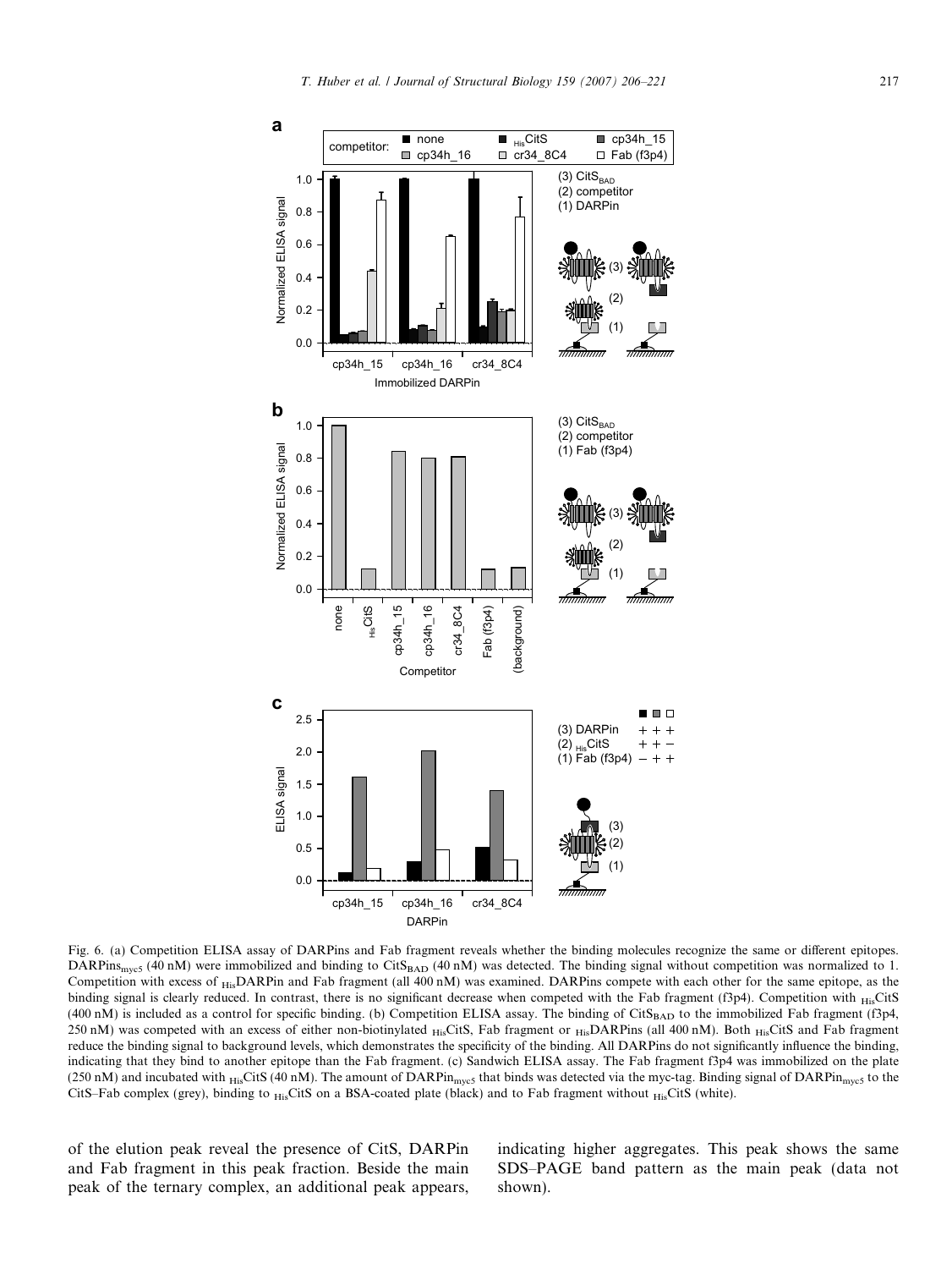Fig. 6. (a) Competition ELISA assay of DARPins and Fab fragment reveals whether the binding molecules recognize the same or different epitopes. DARPins$_{myc5}$ (40 nM) were immobilized and binding to CitS$_{BAD}$ (40 nM) was detected. The binding signal without competition was normalized to 1. Competition with excess of $_{His}$DARPin and Fab fragment (all 400 nM) was examined. DARPins compete with each other for the same epitope, as the binding signal is clearly reduced. In contrast, there is no significant decrease when competed with the Fab fragment (f3p4). Competition with $_{His}$CitS (400 nM) is included as a control for specific binding. (b) Competition ELISA assay. The binding of CitS$_{BAD}$ to the immobilized Fab fragment (f3p4, 250 nM) was competed with an excess of either non-biotinylated $_{His}$CitS, Fab fragment or $_{His}$DARPins (all 400 nM). Both $_{His}$CitS and Fab fragment reduce the binding signal to background levels, which demonstrates the specificity of the binding. All DARPins do not significantly influence the binding, indicating that they bind to another epitope than the Fab fragment. (c) Sandwich ELISA assay. The Fab fragment f3p4 was immobilized on the plate (250 nM) and incubated with $_{His}$CitS (40 nM). The amount of DARPin$_{myc5}$ that binds was detected via the myc-tag. Binding signal of DARPin$_{myc5}$ to the CitS–Fab complex (grey), binding to $_{His}$CitS on a BSA-coated plate (black) and to Fab fragment without $_{His}$CitS (white).

of the elution peak reveal the presence of CitS, DARPin and Fab fragment in this peak fraction. Beside the main peak of the ternary complex, an additional peak appears, indicating higher aggregates. This peak shows the same SDS–PAGE band pattern as the main peak (data not shown).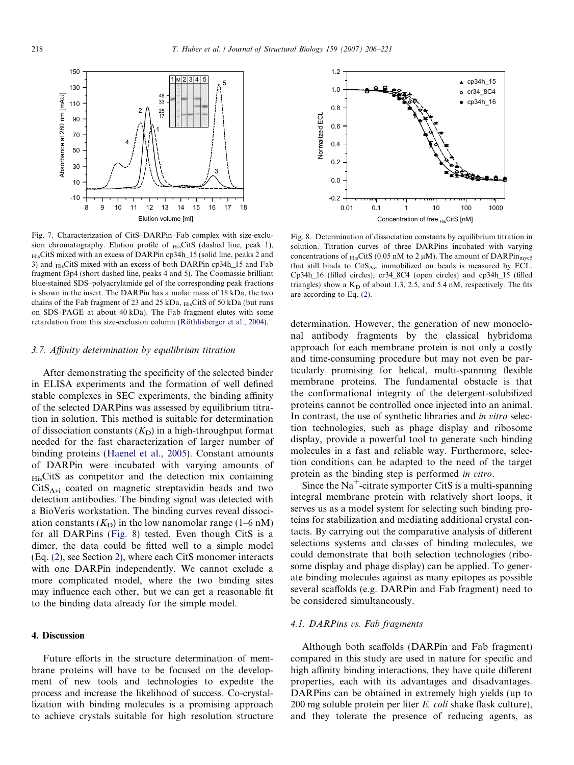150
130
110
90
70
50
30
10
-10
Absorbance at 280 nm [mAU]
8 9 10 11 12 13 14 15 16 17 18
Elution volume [ml]
1 M 2 3 4 5
48
33
25
17
1
2
3
4
5

Fig. 7. Characterization of CitS–DARPin–Fab complex with size-exclusion chromatography. Elution profile of $_{His}$CitS (dashed line, peak 1), $_{His}$CitS mixed with an excess of DARPin cp34h_15 (solid line, peaks 2 and 3) and $_{His}$CitS mixed with an excess of both DARPin cp34h_15 and Fab fragment f3p4 (short dashed line, peaks 4 and 5). The Coomassie brilliant blue-stained SDS–polyacrylamide gel of the corresponding peak fractions is shown in the insert. The DARPin has a molar mass of 18 kDa, the two chains of the Fab fragment of 23 and 25 kDa, $_{His}$CitS of 50 kDa (but runs on SDS–PAGE at about 40 kDa). The Fab fragment elutes with some retardation from this size-exclusion column (Röthlisberger et al., 2004).

1.2
1.0
0.8
0.6
0.4
0.2
0.0
-0.2
Normalized ECL
0.01 0.1 1 10 100 1000
Concentration of free $_{His}$CitS [nM]
cp34h_15
cr34_8C4
cp34h_16

Fig. 8. Determination of dissociation constants by equilibrium titration in solution. Titration curves of three DARPins incubated with varying concentrations of $_{His}$CitS (0.05 nM to 2 μM). The amount of DARPin$_{myc5}$ that still binds to CitS$_{Avi}$ immobilized on beads is measured by ECL. Cp34h_16 (filled circles), cr34_8C4 (open circles) and cp34h_15 (filled triangles) show a $K_D$ of about 1.3, 2.5, and 5.4 nM, respectively. The fits are according to Eq. (2).

### 3.7. Affinity determination by equilibrium titration

After demonstrating the specificity of the selected binder in ELISA experiments and the formation of well defined stable complexes in SEC experiments, the binding affinity of the selected DARPins was assessed by equilibrium titration in solution. This method is suitable for determination of dissociation constants ($K_D$) in a high-throughput format needed for the fast characterization of larger number of binding proteins (Haenel et al., 2005). Constant amounts of DARPin were incubated with varying amounts of $_{His}$CitS as competitor and the detection mix containing CitS$_{Avi}$ coated on magnetic streptavidin beads and two detection antibodies. The binding signal was detected with a BioVeris workstation. The binding curves reveal dissociation constants ($K_D$) in the low nanomolar range (1–6 nM) for all DARPins (Fig. 8) tested. Even though CitS is a dimer, the data could be fitted well to a simple model (Eq. (2), see Section 2), where each CitS monomer interacts with one DARPin independently. We cannot exclude a more complicated model, where the two binding sites may influence each other, but we can get a reasonable fit to the binding data already for the simple model.

## 4. Discussion

Future efforts in the structure determination of membrane proteins will have to be focused on the development of new tools and technologies to expedite the process and increase the likelihood of success. Co-crystallization with binding molecules is a promising approach to achieve crystals suitable for high resolution structure determination. However, the generation of new monoclonal antibody fragments by the classical hybridoma approach for each membrane protein is not only a costly and time-consuming procedure but may not even be particularly promising for helical, multi-spanning flexible membrane proteins. The fundamental obstacle is that the conformational integrity of the detergent-solubilized proteins cannot be controlled once injected into an animal. In contrast, the use of synthetic libraries and *in vitro* selection technologies, such as phage display and ribosome display, provide a powerful tool to generate such binding molecules in a fast and reliable way. Furthermore, selection conditions can be adapted to the need of the target protein as the binding step is performed *in vitro*.

Since the $Na^+$-citrate symporter CitS is a multi-spanning integral membrane protein with relatively short loops, it serves us as a model system for selecting such binding proteins for stabilization and mediating additional crystal contacts. By carrying out the comparative analysis of different selections systems and classes of binding molecules, we could demonstrate that both selection technologies (ribosome display and phage display) can be applied. To generate binding molecules against as many epitopes as possible several scaffolds (e.g. DARPin and Fab fragment) need to be considered simultaneously.

### 4.1. DARPins vs. Fab fragments

Although both scaffolds (DARPin and Fab fragment) compared in this study are used in nature for specific and high affinity binding interactions, they have quite different properties, each with its advantages and disadvantages. DARPins can be obtained in extremely high yields (up to 200 mg soluble protein per liter *E. coli* shake flask culture), and they tolerate the presence of reducing agents, as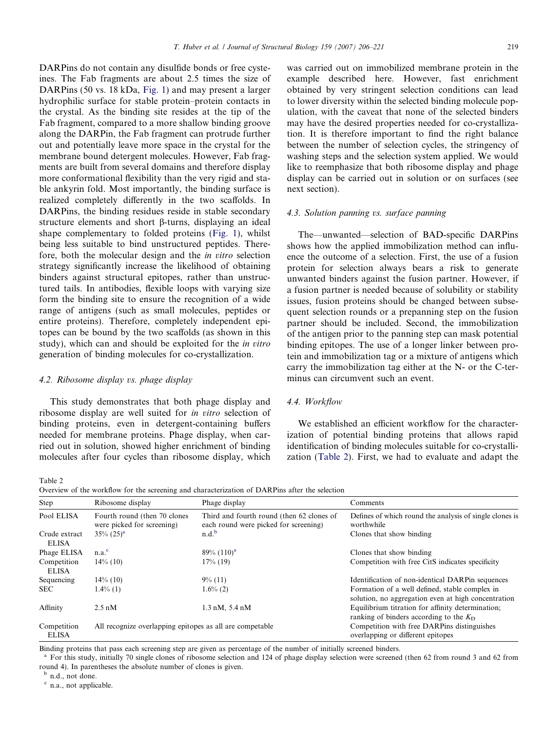DARPins do not contain any disulfide bonds or free cysteines. The Fab fragments are about 2.5 times the size of DARPins (50 vs. 18 kDa, Fig. 1) and may present a larger hydrophilic surface for stable protein–protein contacts in the crystal. As the binding site resides at the tip of the Fab fragment, compared to a more shallow binding groove along the DARPin, the Fab fragment can protrude further out and potentially leave more space in the crystal for the membrane bound detergent molecules. However, Fab fragments are built from several domains and therefore display more conformational flexibility than the very rigid and stable ankyrin fold. Most importantly, the binding surface is realized completely differently in the two scaffolds. In DARPins, the binding residues reside in stable secondary structure elements and short β-turns, displaying an ideal shape complementary to folded proteins (Fig. 1), whilst being less suitable to bind unstructured peptides. Therefore, both the molecular design and the *in vitro* selection strategy significantly increase the likelihood of obtaining binders against structural epitopes, rather than unstructured tails. In antibodies, flexible loops with varying size form the binding site to ensure the recognition of a wide range of antigens (such as small molecules, peptides or entire proteins). Therefore, completely independent epitopes can be bound by the two scaffolds (as shown in this study), which can and should be exploited for the *in vitro* generation of binding molecules for co-crystallization.

### 4.2. Ribosome display vs. phage display

This study demonstrates that both phage display and ribosome display are well suited for *in vitro* selection of binding proteins, even in detergent-containing buffers needed for membrane proteins. Phage display, when carried out in solution, showed higher enrichment of binding molecules after four cycles than ribosome display, which was carried out on immobilized membrane protein in the example described here. However, fast enrichment obtained by very stringent selection conditions can lead to lower diversity within the selected binding molecule population, with the caveat that none of the selected binders may have the desired properties needed for co-crystallization. It is therefore important to find the right balance between the number of selection cycles, the stringency of washing steps and the selection system applied. We would like to reemphasize that both ribosome display and phage display can be carried out in solution or on surfaces (see next section).

### 4.3. Solution panning vs. surface panning

The—unwanted—selection of BAD-specific DARPins shows how the applied immobilization method can influence the outcome of a selection. First, the use of a fusion protein for selection always bears a risk to generate unwanted binders against the fusion partner. However, if a fusion partner is needed because of solubility or stability issues, fusion proteins should be changed between subsequent selection rounds or a prepanning step on the fusion partner should be included. Second, the immobilization of the antigen prior to the panning step can mask potential binding epitopes. The use of a longer linker between protein and immobilization tag or a mixture of antigens which carry the immobilization tag either at the N- or the C-terminus can circumvent such an event.

### 4.4. Workflow

We established an efficient workflow for the characterization of potential binding proteins that allows rapid identification of binding molecules suitable for co-crystallization (Table 2). First, we had to evaluate and adapt the

Table 2
Overview of the workflow for the screening and characterization of DARPins after the selection

| Step | Ribosome display | Phage display | Comments |
|---|---|---|---|
| Pool ELISA | Fourth round (then 70 clones were picked for screening) | Third and fourth round (then 62 clones of each round were picked for screening) | Defines of which round the analysis of single clones is worthwhile |
| Crude extract ELISA | 35% (25)[a] | n.d.[b] | Clones that show binding |
| Phage ELISA | n.a.[c] | 89% (110)[a] | Clones that show binding |
| Competition ELISA | 14% (10) | 17% (19) | Competition with free CitS indicates specificity |
| Sequencing | 14% (10) | 9% (11) | Identification of non-identical DARPin sequences |
| SEC | 1.4% (1) | 1.6% (2) | Formation of a well defined, stable complex in solution, no aggregation even at high concentration |
| Affinity | 2.5 nM | 1.3 nM, 5.4 nM | Equilibrium titration for affinity determination; ranking of binders according to the $K_D$ |
| Competition ELISA | All recognize overlapping epitopes as all are competable | | Competition with free DARPins distinguishes overlapping or different epitopes |

Binding proteins that pass each screening step are given as percentage of the number of initially screened binders.

[a] For this study, initially 70 single clones of ribosome selection and 124 of phage display selection were screened (then 62 from round 3 and 62 from round 4). In parentheses the absolute number of clones is given.

[b] n.d., not done.

[c] n.a., not applicable.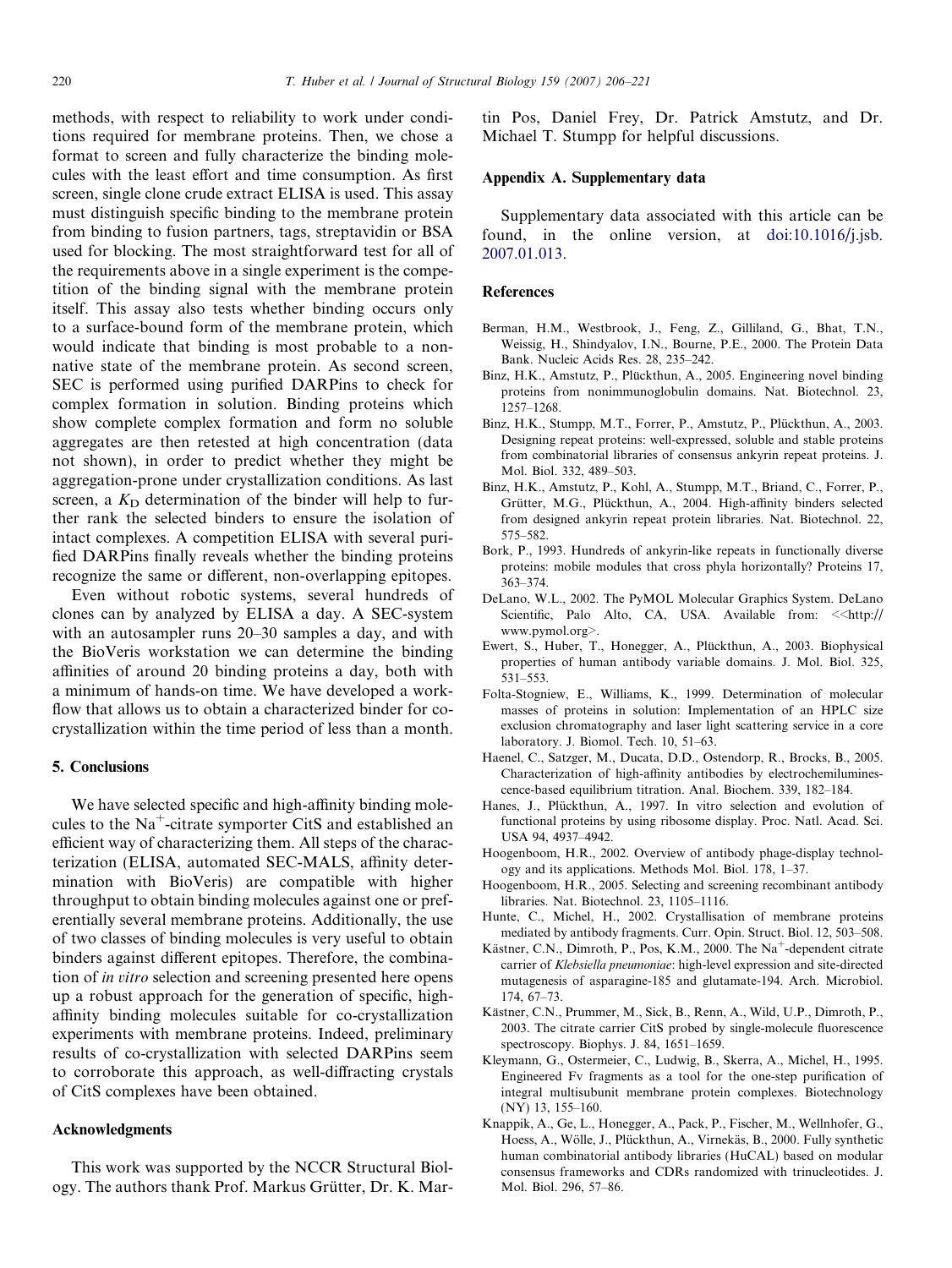methods, with respect to reliability to work under conditions required for membrane proteins. Then, we chose a format to screen and fully characterize the binding molecules with the least effort and time consumption. As first screen, single clone crude extract ELISA is used. This assay must distinguish specific binding to the membrane protein from binding to fusion partners, tags, streptavidin or BSA used for blocking. The most straightforward test for all of the requirements above in a single experiment is the competition of the binding signal with the membrane protein itself. This assay also tests whether binding occurs only to a surface-bound form of the membrane protein, which would indicate that binding is most probable to a non-native state of the membrane protein. As second screen, SEC is performed using purified DARPins to check for complex formation in solution. Binding proteins which show complete complex formation and form no soluble aggregates are then retested at high concentration (data not shown), in order to predict whether they might be aggregation-prone under crystallization conditions. As last screen, a $K_D$ determination of the binder will help to further rank the selected binders to ensure the isolation of intact complexes. A competition ELISA with several purified DARPins finally reveals whether the binding proteins recognize the same or different, non-overlapping epitopes.

Even without robotic systems, several hundreds of clones can by analyzed by ELISA a day. A SEC-system with an autosampler runs 20–30 samples a day, and with the BioVeris workstation we can determine the binding affinities of around 20 binding proteins a day, both with a minimum of hands-on time. We have developed a workflow that allows us to obtain a characterized binder for co-crystallization within the time period of less than a month.

## 5. Conclusions

We have selected specific and high-affinity binding molecules to the $Na^+$-citrate symporter CitS and established an efficient way of characterizing them. All steps of the characterization (ELISA, automated SEC-MALS, affinity determination with BioVeris) are compatible with higher throughput to obtain binding molecules against one or preferentially several membrane proteins. Additionally, the use of two classes of binding molecules is very useful to obtain binders against different epitopes. Therefore, the combination of *in vitro* selection and screening presented here opens up a robust approach for the generation of specific, high-affinity binding molecules suitable for co-crystallization experiments with membrane proteins. Indeed, preliminary results of co-crystallization with selected DARPins seem to corroborate this approach, as well-diffracting crystals of CitS complexes have been obtained.

## Acknowledgments

This work was supported by the NCCR Structural Biology. The authors thank Prof. Markus Grütter, Dr. K. Martin Pos, Daniel Frey, Dr. Patrick Amstutz, and Dr. Michael T. Stumpp for helpful discussions.

## Appendix A. Supplementary data

Supplementary data associated with this article can be found, in the online version, at doi:10.1016/j.jsb.2007.01.013.

## References

Berman, H.M., Westbrook, J., Feng, Z., Gilliland, G., Bhat, T.N., Weissig, H., Shindyalov, I.N., Bourne, P.E., 2000. The Protein Data Bank. Nucleic Acids Res. 28, 235–242.

Binz, H.K., Amstutz, P., Plückthun, A., 2005. Engineering novel binding proteins from nonimmunoglobulin domains. Nat. Biotechnol. 23, 1257–1268.

Binz, H.K., Stumpp, M.T., Forrer, P., Amstutz, P., Plückthun, A., 2003. Designing repeat proteins: well-expressed, soluble and stable proteins from combinatorial libraries of consensus ankyrin repeat proteins. J. Mol. Biol. 332, 489–503.

Binz, H.K., Amstutz, P., Kohl, A., Stumpp, M.T., Briand, C., Forrer, P., Grütter, M.G., Plückthun, A., 2004. High-affinity binders selected from designed ankyrin repeat protein libraries. Nat. Biotechnol. 22, 575–582.

Bork, P., 1993. Hundreds of ankyrin-like repeats in functionally diverse proteins: mobile modules that cross phyla horizontally? Proteins 17, 363–374.

DeLano, W.L., 2002. The PyMOL Molecular Graphics System. DeLano Scientific, Palo Alto, CA, USA. Available from: <<http://www.pymol.org>.

Ewert, S., Huber, T., Honegger, A., Plückthun, A., 2003. Biophysical properties of human antibody variable domains. J. Mol. Biol. 325, 531–553.

Folta-Stogniew, E., Williams, K., 1999. Determination of molecular masses of proteins in solution: Implementation of an HPLC size exclusion chromatography and laser light scattering service in a core laboratory. J. Biomol. Tech. 10, 51–63.

Haenel, C., Satzger, M., Ducata, D.D., Ostendorp, R., Brocks, B., 2005. Characterization of high-affinity antibodies by electrochemiluminescence-based equilibrium titration. Anal. Biochem. 339, 182–184.

Hanes, J., Plückthun, A., 1997. In vitro selection and evolution of functional proteins by using ribosome display. Proc. Natl. Acad. Sci. USA 94, 4937–4942.

Hoogenboom, H.R., 2002. Overview of antibody phage-display technology and its applications. Methods Mol. Biol. 178, 1–37.

Hoogenboom, H.R., 2005. Selecting and screening recombinant antibody libraries. Nat. Biotechnol. 23, 1105–1116.

Hunte, C., Michel, H., 2002. Crystallisation of membrane proteins mediated by antibody fragments. Curr. Opin. Struct. Biol. 12, 503–508.

Kästner, C.N., Dimroth, P., Pos, K.M., 2000. The $Na^+$-dependent citrate carrier of *Klebsiella pneumoniae*: high-level expression and site-directed mutagenesis of asparagine-185 and glutamate-194. Arch. Microbiol. 174, 67–73.

Kästner, C.N., Prummer, M., Sick, B., Renn, A., Wild, U.P., Dimroth, P., 2003. The citrate carrier CitS probed by single-molecule fluorescence spectroscopy. Biophys. J. 84, 1651–1659.

Kleymann, G., Ostermeier, C., Ludwig, B., Skerra, A., Michel, H., 1995. Engineered Fv fragments as a tool for the one-step purification of integral multisubunit membrane protein complexes. Biotechnology (NY) 13, 155–160.

Knappik, A., Ge, L., Honegger, A., Pack, P., Fischer, M., Wellnhofer, G., Hoess, A., Wölle, J., Plückthun, A., Virnekäs, B., 2000. Fully synthetic human combinatorial antibody libraries (HuCAL) based on modular consensus frameworks and CDRs randomized with trinucleotides. J. Mol. Biol. 296, 57–86.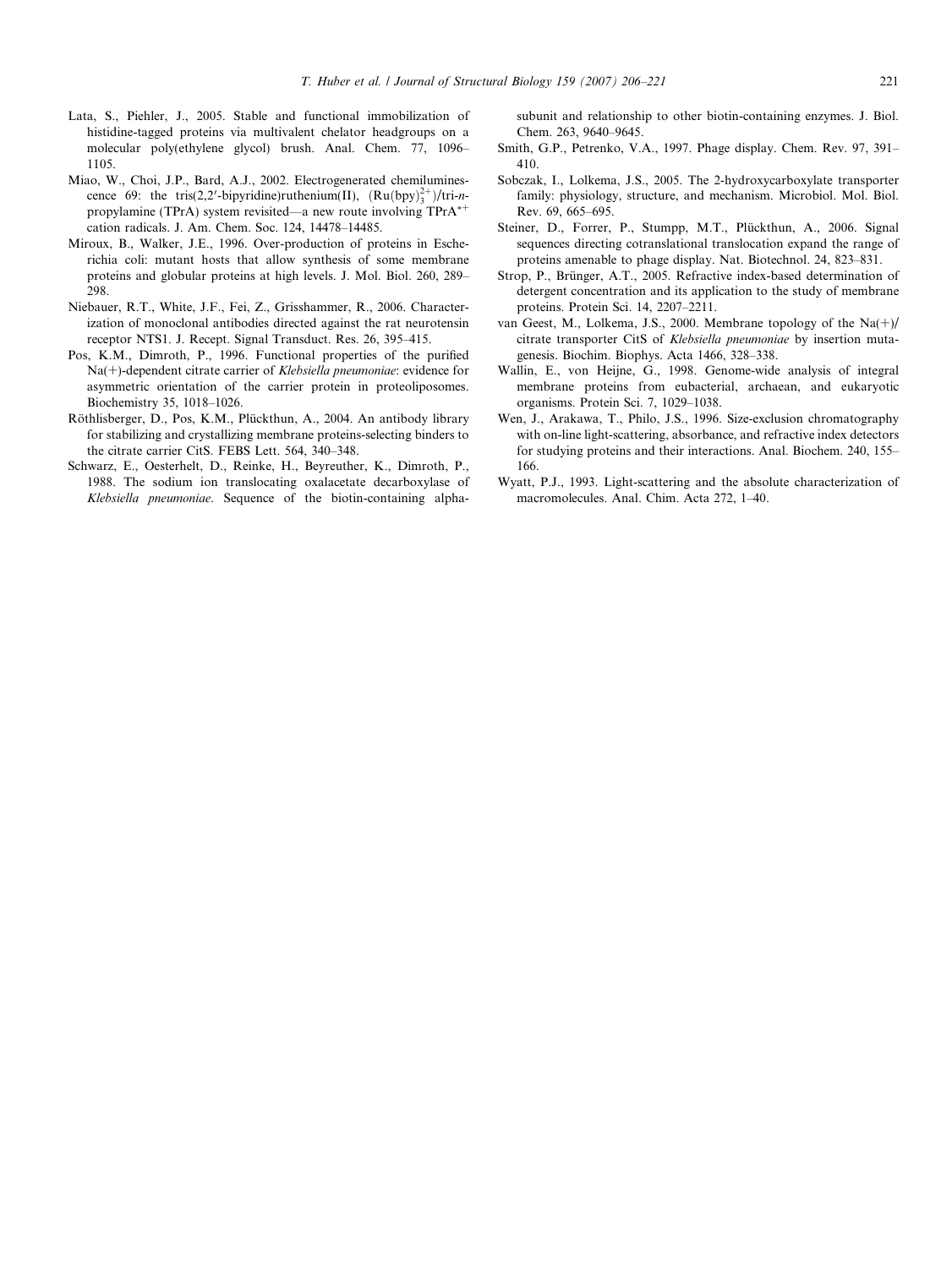Lata, S., Piehler, J., 2005. Stable and functional immobilization of histidine-tagged proteins via multivalent chelator headgroups on a molecular poly(ethylene glycol) brush. Anal. Chem. 77, 1096–1105.

Miao, W., Choi, J.P., Bard, A.J., 2002. Electrogenerated chemiluminescence 69: the tris(2,2′-bipyridine)ruthenium(II), $(Ru(bpy)_3^{2+})$/tri-*n*-propylamine (TPrA) system revisited—a new route involving $TPrA^{•+}$ cation radicals. J. Am. Chem. Soc. 124, 14478–14485.

Miroux, B., Walker, J.E., 1996. Over-production of proteins in Escherichia coli: mutant hosts that allow synthesis of some membrane proteins and globular proteins at high levels. J. Mol. Biol. 260, 289–298.

Niebauer, R.T., White, J.F., Fei, Z., Grisshammer, R., 2006. Characterization of monoclonal antibodies directed against the rat neurotensin receptor NTS1. J. Recept. Signal Transduct. Res. 26, 395–415.

Pos, K.M., Dimroth, P., 1996. Functional properties of the purified Na(+)-dependent citrate carrier of *Klebsiella pneumoniae*: evidence for asymmetric orientation of the carrier protein in proteoliposomes. Biochemistry 35, 1018–1026.

Röthlisberger, D., Pos, K.M., Plückthun, A., 2004. An antibody library for stabilizing and crystallizing membrane proteins-selecting binders to the citrate carrier CitS. FEBS Lett. 564, 340–348.

Schwarz, E., Oesterhelt, D., Reinke, H., Beyreuther, K., Dimroth, P., 1988. The sodium ion translocating oxalacetate decarboxylase of *Klebsiella pneumoniae*. Sequence of the biotin-containing alpha-subunit and relationship to other biotin-containing enzymes. J. Biol. Chem. 263, 9640–9645.

Smith, G.P., Petrenko, V.A., 1997. Phage display. Chem. Rev. 97, 391–410.

Sobczak, I., Lolkema, J.S., 2005. The 2-hydroxycarboxylate transporter family: physiology, structure, and mechanism. Microbiol. Mol. Biol. Rev. 69, 665–695.

Steiner, D., Forrer, P., Stumpp, M.T., Plückthun, A., 2006. Signal sequences directing cotranslational translocation expand the range of proteins amenable to phage display. Nat. Biotechnol. 24, 823–831.

Strop, P., Brünger, A.T., 2005. Refractive index-based determination of detergent concentration and its application to the study of membrane proteins. Protein Sci. 14, 2207–2211.

van Geest, M., Lolkema, J.S., 2000. Membrane topology of the Na(+)/citrate transporter CitS of *Klebsiella pneumoniae* by insertion mutagenesis. Biochim. Biophys. Acta 1466, 328–338.

Wallin, E., von Heijne, G., 1998. Genome-wide analysis of integral membrane proteins from eubacterial, archaean, and eukaryotic organisms. Protein Sci. 7, 1029–1038.

Wen, J., Arakawa, T., Philo, J.S., 1996. Size-exclusion chromatography with on-line light-scattering, absorbance, and refractive index detectors for studying proteins and their interactions. Anal. Biochem. 240, 155–166.

Wyatt, P.J., 1993. Light-scattering and the absolute characterization of macromolecules. Anal. Chim. Acta 272, 1–40.